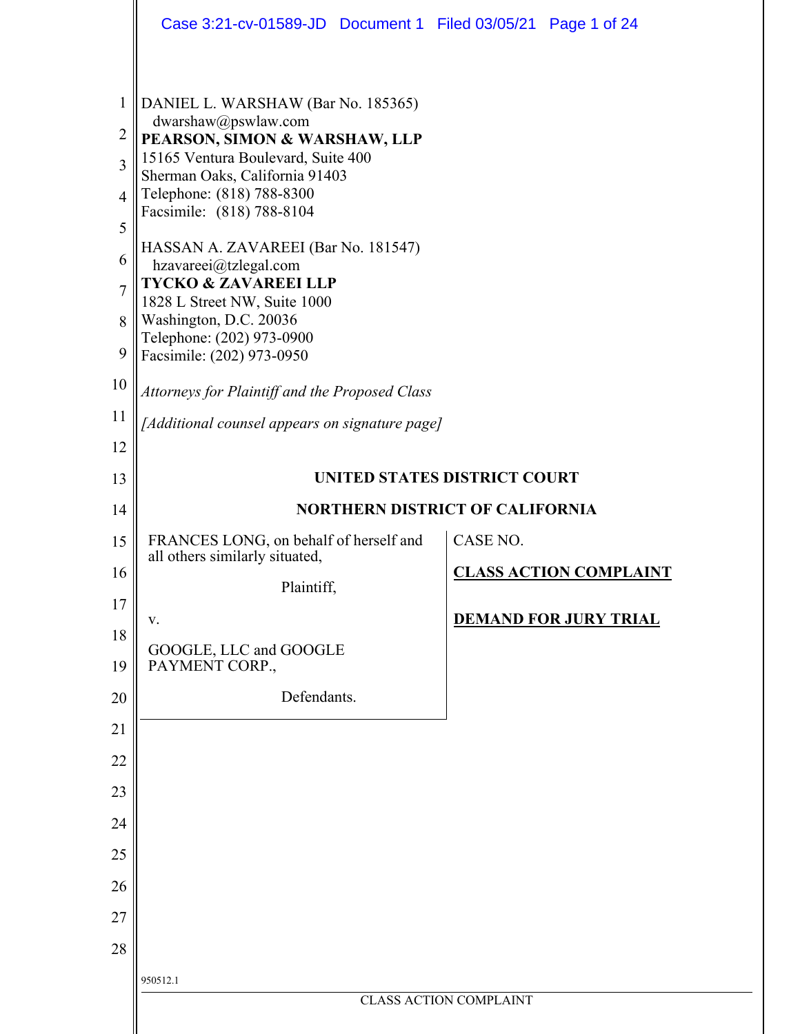DANIEL L. WARSHAW (Bar No. 185365)
dwarshaw@pswlaw.com
**PEARSON, SIMON & WARSHAW, LLP**
15165 Ventura Boulevard, Suite 400
Sherman Oaks, California 91403
Telephone: (818) 788-8300
Facsimile: (818) 788-8104

HASSAN A. ZAVAREEI (Bar No. 181547)
hzavareei@tzlegal.com
**TYCKO & ZAVAREEI LLP**
1828 L Street NW, Suite 1000
Washington, D.C. 20036
Telephone: (202) 973-0900
Facsimile: (202) 973-0950

*Attorneys for Plaintiff and the Proposed Class*

*[Additional counsel appears on signature page]*

**UNITED STATES DISTRICT COURT**

**NORTHERN DISTRICT OF CALIFORNIA**

| | |
|---|---|
| FRANCES LONG, on behalf of herself and all others similarly situated,<br><br>Plaintiff,<br><br>v.<br><br>GOOGLE, LLC and GOOGLE PAYMENT CORP.,<br><br>Defendants. | CASE NO.<br><br>**CLASS ACTION COMPLAINT**<br><br>**DEMAND FOR JURY TRIAL** |

950512.1

CLASS ACTION COMPLAINT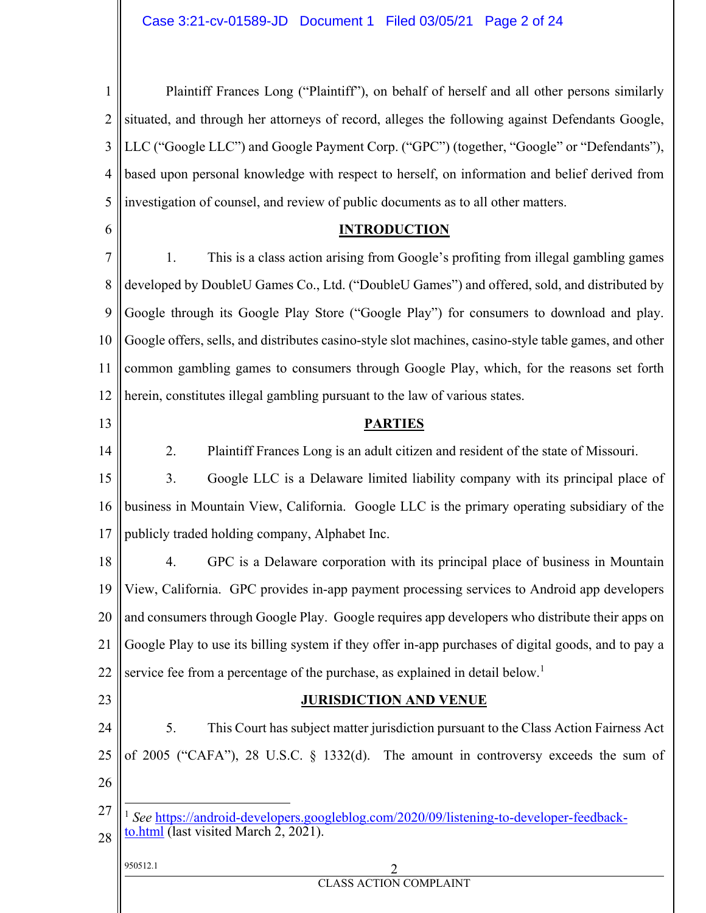Plaintiff Frances Long ("Plaintiff"), on behalf of herself and all other persons similarly situated, and through her attorneys of record, alleges the following against Defendants Google, LLC ("Google LLC") and Google Payment Corp. ("GPC") (together, "Google" or "Defendants"), based upon personal knowledge with respect to herself, on information and belief derived from investigation of counsel, and review of public documents as to all other matters.

## INTRODUCTION

1. This is a class action arising from Google's profiting from illegal gambling games developed by DoubleU Games Co., Ltd. ("DoubleU Games") and offered, sold, and distributed by Google through its Google Play Store ("Google Play") for consumers to download and play. Google offers, sells, and distributes casino-style slot machines, casino-style table games, and other common gambling games to consumers through Google Play, which, for the reasons set forth herein, constitutes illegal gambling pursuant to the law of various states.

## PARTIES

2. Plaintiff Frances Long is an adult citizen and resident of the state of Missouri.

3. Google LLC is a Delaware limited liability company with its principal place of business in Mountain View, California. Google LLC is the primary operating subsidiary of the publicly traded holding company, Alphabet Inc.

4. GPC is a Delaware corporation with its principal place of business in Mountain View, California. GPC provides in-app payment processing services to Android app developers and consumers through Google Play. Google requires app developers who distribute their apps on Google Play to use its billing system if they offer in-app purchases of digital goods, and to pay a service fee from a percentage of the purchase, as explained in detail below.[1]

## JURISDICTION AND VENUE

5. This Court has subject matter jurisdiction pursuant to the Class Action Fairness Act of 2005 ("CAFA"), 28 U.S.C. § 1332(d). The amount in controversy exceeds the sum of

---

[1] *See* https://android-developers.googleblog.com/2020/09/listening-to-developer-feedback-to.html (last visited March 2, 2021).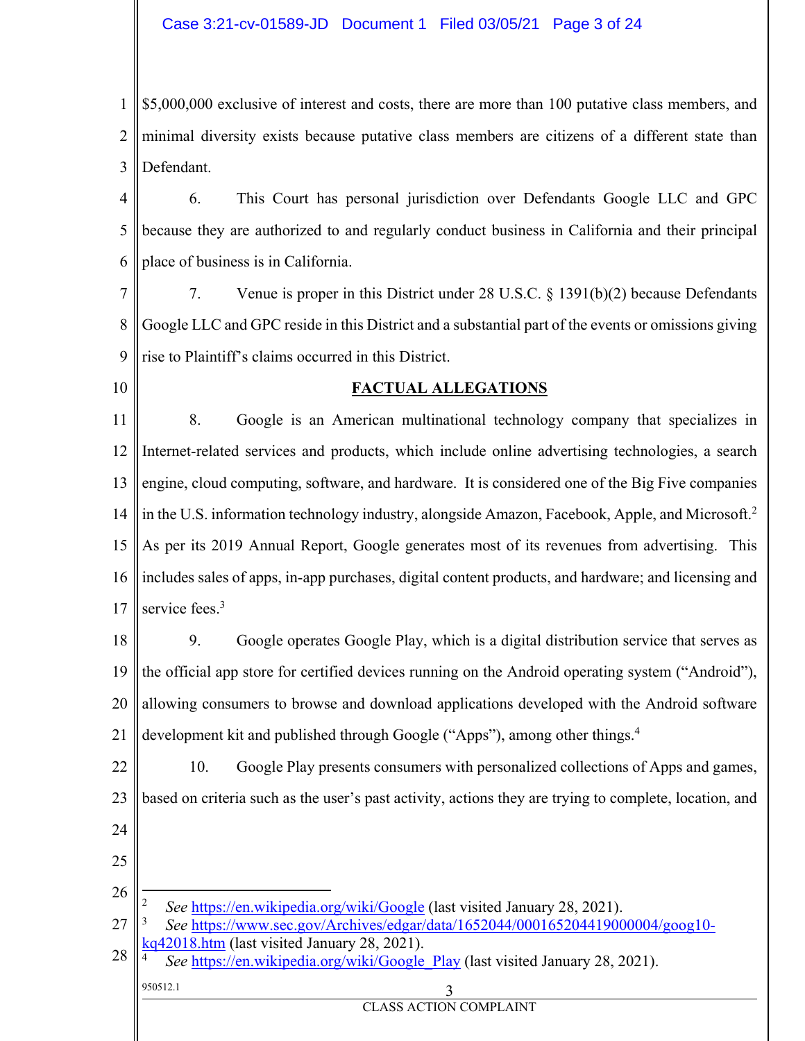$5,000,000 exclusive of interest and costs, there are more than 100 putative class members, and minimal diversity exists because putative class members are citizens of a different state than Defendant.

6. This Court has personal jurisdiction over Defendants Google LLC and GPC because they are authorized to and regularly conduct business in California and their principal place of business is in California.

7. Venue is proper in this District under 28 U.S.C. § 1391(b)(2) because Defendants Google LLC and GPC reside in this District and a substantial part of the events or omissions giving rise to Plaintiff's claims occurred in this District.

## FACTUAL ALLEGATIONS

8. Google is an American multinational technology company that specializes in Internet-related services and products, which include online advertising technologies, a search engine, cloud computing, software, and hardware. It is considered one of the Big Five companies in the U.S. information technology industry, alongside Amazon, Facebook, Apple, and Microsoft.[2] As per its 2019 Annual Report, Google generates most of its revenues from advertising. This includes sales of apps, in-app purchases, digital content products, and hardware; and licensing and service fees.[3]

9. Google operates Google Play, which is a digital distribution service that serves as the official app store for certified devices running on the Android operating system ("Android"), allowing consumers to browse and download applications developed with the Android software development kit and published through Google ("Apps"), among other things.[4]

10. Google Play presents consumers with personalized collections of Apps and games, based on criteria such as the user's past activity, actions they are trying to complete, location, and

---

[2] *See* https://en.wikipedia.org/wiki/Google (last visited January 28, 2021).

[3] *See* https://www.sec.gov/Archives/edgar/data/1652044/000165204419000004/goog10-kq42018.htm (last visited January 28, 2021).

[4] *See* https://en.wikipedia.org/wiki/Google_Play (last visited January 28, 2021).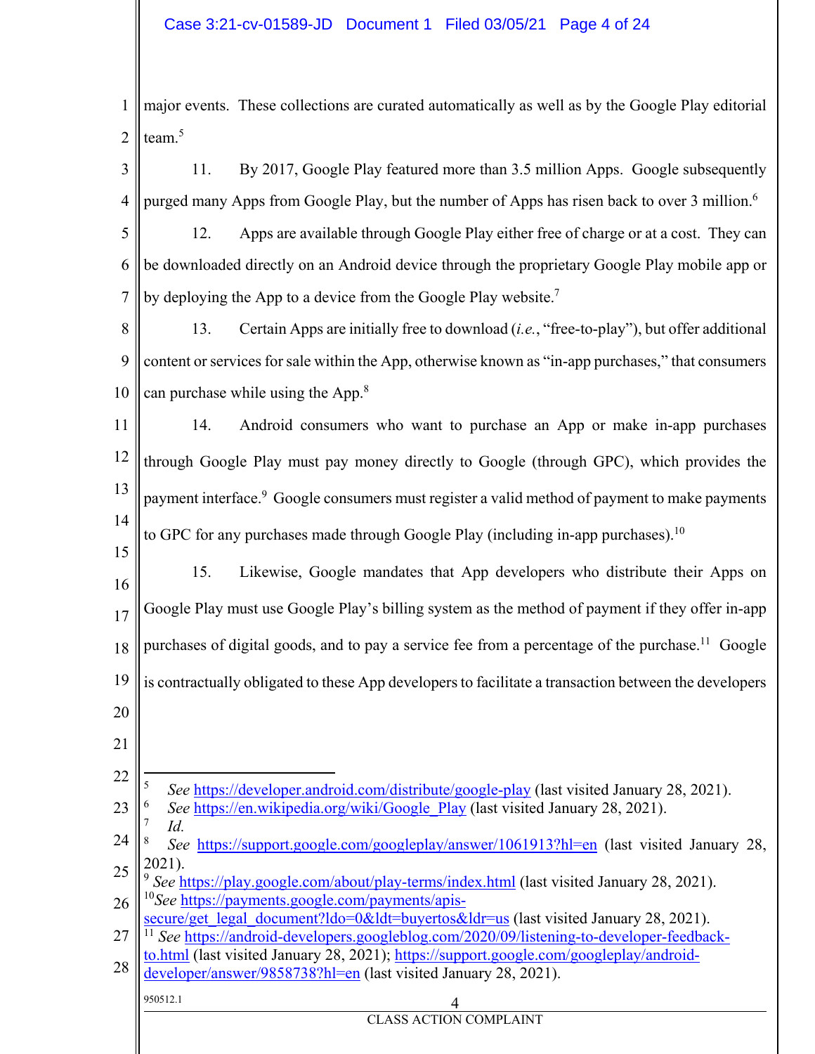major events. These collections are curated automatically as well as by the Google Play editorial team.[5]

11. By 2017, Google Play featured more than 3.5 million Apps. Google subsequently purged many Apps from Google Play, but the number of Apps has risen back to over 3 million.[6]

12. Apps are available through Google Play either free of charge or at a cost. They can be downloaded directly on an Android device through the proprietary Google Play mobile app or by deploying the App to a device from the Google Play website.[7]

13. Certain Apps are initially free to download (*i.e.*, "free-to-play"), but offer additional content or services for sale within the App, otherwise known as "in-app purchases," that consumers can purchase while using the App.[8]

14. Android consumers who want to purchase an App or make in-app purchases through Google Play must pay money directly to Google (through GPC), which provides the payment interface.[9] Google consumers must register a valid method of payment to make payments to GPC for any purchases made through Google Play (including in-app purchases).[10]

15. Likewise, Google mandates that App developers who distribute their Apps on Google Play must use Google Play's billing system as the method of payment if they offer in-app purchases of digital goods, and to pay a service fee from a percentage of the purchase.[11] Google is contractually obligated to these App developers to facilitate a transaction between the developers

---

[5] *See* https://developer.android.com/distribute/google-play (last visited January 28, 2021).

[6] *See* https://en.wikipedia.org/wiki/Google_Play (last visited January 28, 2021).

[7] *Id.*

[8] *See* https://support.google.com/googleplay/answer/1061913?hl=en (last visited January 28, 2021).

[9] *See* https://play.google.com/about/play-terms/index.html (last visited January 28, 2021).

[10] *See* https://payments.google.com/payments/apis-secure/get_legal_document?ldo=0&ldt=buyertos&ldr=us (last visited January 28, 2021).

[11] *See* https://android-developers.googleblog.com/2020/09/listening-to-developer-feedback-to.html (last visited January 28, 2021); https://support.google.com/googleplay/android-developer/answer/9858738?hl=en (last visited January 28, 2021).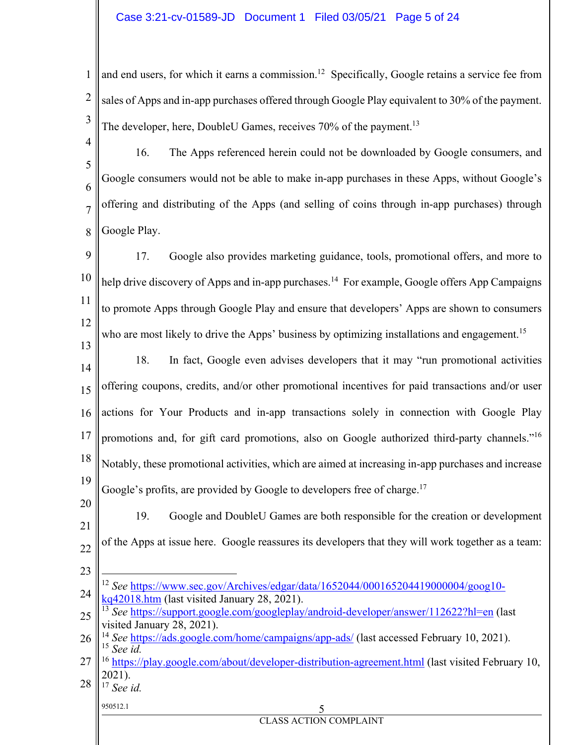and end users, for which it earns a commission.[12] Specifically, Google retains a service fee from sales of Apps and in-app purchases offered through Google Play equivalent to 30% of the payment. The developer, here, DoubleU Games, receives 70% of the payment.[13]

16. The Apps referenced herein could not be downloaded by Google consumers, and Google consumers would not be able to make in-app purchases in these Apps, without Google's offering and distributing of the Apps (and selling of coins through in-app purchases) through Google Play.

17. Google also provides marketing guidance, tools, promotional offers, and more to help drive discovery of Apps and in-app purchases.[14] For example, Google offers App Campaigns to promote Apps through Google Play and ensure that developers' Apps are shown to consumers who are most likely to drive the Apps' business by optimizing installations and engagement.[15]

18. In fact, Google even advises developers that it may "run promotional activities offering coupons, credits, and/or other promotional incentives for paid transactions and/or user actions for Your Products and in-app transactions solely in connection with Google Play promotions and, for gift card promotions, also on Google authorized third-party channels."[16] Notably, these promotional activities, which are aimed at increasing in-app purchases and increase Google's profits, are provided by Google to developers free of charge.[17]

19. Google and DoubleU Games are both responsible for the creation or development of the Apps at issue here. Google reassures its developers that they will work together as a team:

---

[12] *See* https://www.sec.gov/Archives/edgar/data/1652044/000165204419000004/goog10-kq42018.htm (last visited January 28, 2021).

[13] *See* https://support.google.com/googleplay/android-developer/answer/112622?hl=en (last visited January 28, 2021).

[14] *See* https://ads.google.com/home/campaigns/app-ads/ (last accessed February 10, 2021).

[15] *See id.*

[16] https://play.google.com/about/developer-distribution-agreement.html (last visited February 10, 2021).

[17] *See id.*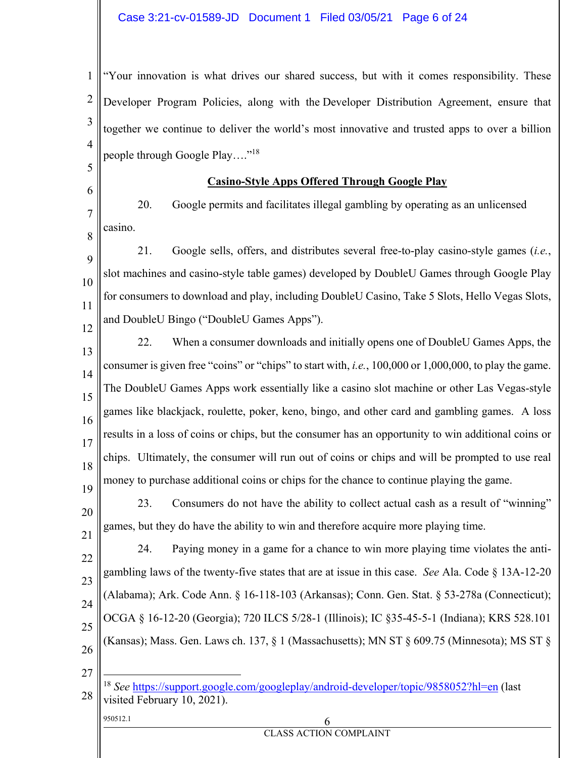"Your innovation is what drives our shared success, but with it comes responsibility. These Developer Program Policies, along with the Developer Distribution Agreement, ensure that together we continue to deliver the world's most innovative and trusted apps to over a billion people through Google Play…."[18]

**Casino-Style Apps Offered Through Google Play**

20. Google permits and facilitates illegal gambling by operating as an unlicensed casino.

21. Google sells, offers, and distributes several free-to-play casino-style games (*i.e.*, slot machines and casino-style table games) developed by DoubleU Games through Google Play for consumers to download and play, including DoubleU Casino, Take 5 Slots, Hello Vegas Slots, and DoubleU Bingo ("DoubleU Games Apps").

22. When a consumer downloads and initially opens one of DoubleU Games Apps, the consumer is given free "coins" or "chips" to start with, *i.e.*, 100,000 or 1,000,000, to play the game. The DoubleU Games Apps work essentially like a casino slot machine or other Las Vegas-style games like blackjack, roulette, poker, keno, bingo, and other card and gambling games. A loss results in a loss of coins or chips, but the consumer has an opportunity to win additional coins or chips. Ultimately, the consumer will run out of coins or chips and will be prompted to use real money to purchase additional coins or chips for the chance to continue playing the game.

23. Consumers do not have the ability to collect actual cash as a result of "winning" games, but they do have the ability to win and therefore acquire more playing time.

24. Paying money in a game for a chance to win more playing time violates the anti-gambling laws of the twenty-five states that are at issue in this case. *See* Ala. Code § 13A-12-20 (Alabama); Ark. Code Ann. § 16-118-103 (Arkansas); Conn. Gen. Stat. § 53-278a (Connecticut); OCGA § 16-12-20 (Georgia); 720 ILCS 5/28-1 (Illinois); IC §35-45-5-1 (Indiana); KRS 528.101 (Kansas); Mass. Gen. Laws ch. 137, § 1 (Massachusetts); MN ST § 609.75 (Minnesota); MS ST §

---

[18] *See* https://support.google.com/googleplay/android-developer/topic/9858052?hl=en (last visited February 10, 2021).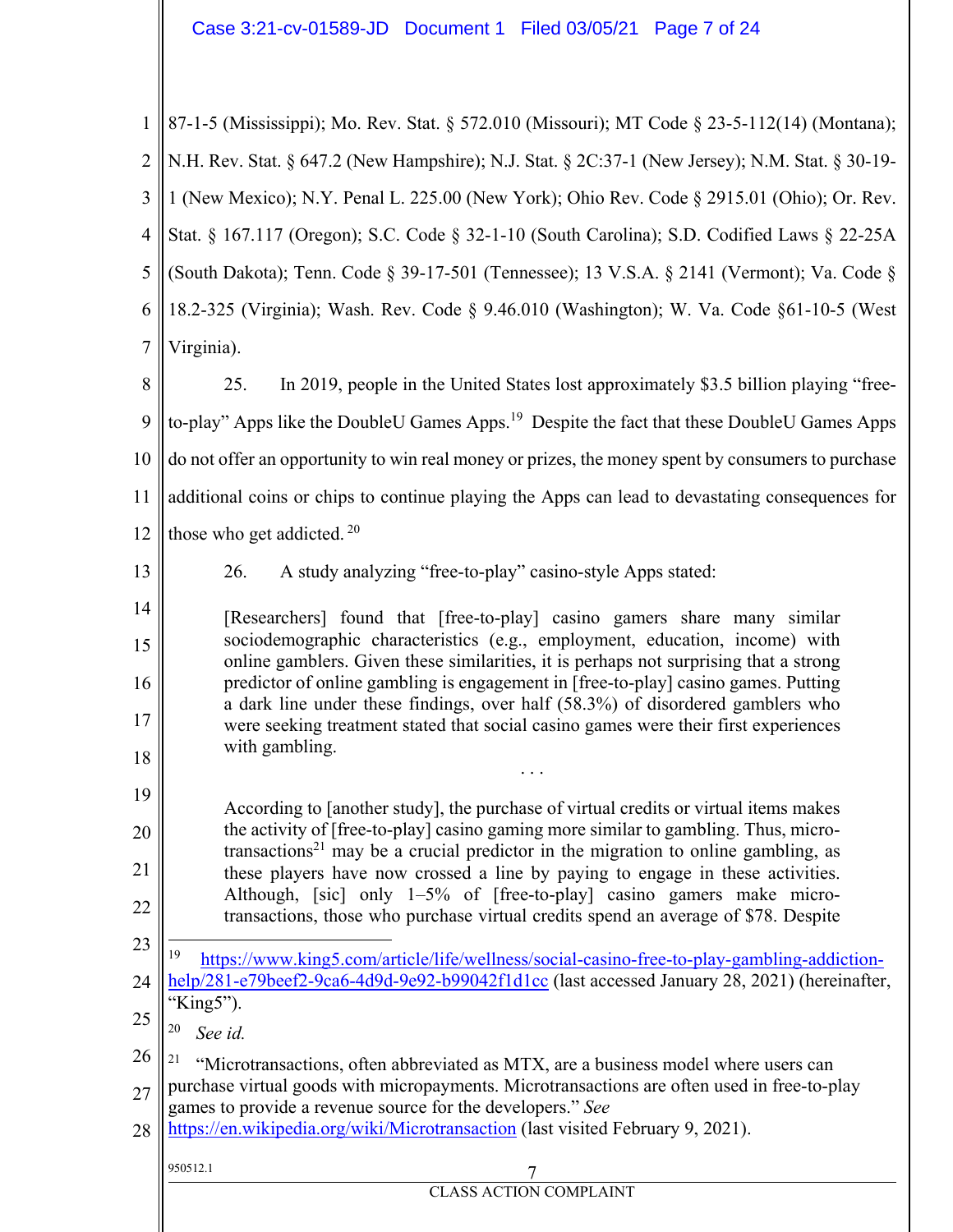87-1-5 (Mississippi); Mo. Rev. Stat. § 572.010 (Missouri); MT Code § 23-5-112(14) (Montana); N.H. Rev. Stat. § 647.2 (New Hampshire); N.J. Stat. § 2C:37-1 (New Jersey); N.M. Stat. § 30-19-1 (New Mexico); N.Y. Penal L. 225.00 (New York); Ohio Rev. Code § 2915.01 (Ohio); Or. Rev. Stat. § 167.117 (Oregon); S.C. Code § 32-1-10 (South Carolina); S.D. Codified Laws § 22-25A (South Dakota); Tenn. Code § 39-17-501 (Tennessee); 13 V.S.A. § 2141 (Vermont); Va. Code § 18.2-325 (Virginia); Wash. Rev. Code § 9.46.010 (Washington); W. Va. Code §61-10-5 (West Virginia).

25. In 2019, people in the United States lost approximately $3.5 billion playing "free-to-play" Apps like the DoubleU Games Apps.[19] Despite the fact that these DoubleU Games Apps do not offer an opportunity to win real money or prizes, the money spent by consumers to purchase additional coins or chips to continue playing the Apps can lead to devastating consequences for those who get addicted.[20]

26. A study analyzing "free-to-play" casino-style Apps stated:

> [Researchers] found that [free-to-play] casino gamers share many similar sociodemographic characteristics (e.g., employment, education, income) with online gamblers. Given these similarities, it is perhaps not surprising that a strong predictor of online gambling is engagement in [free-to-play] casino games. Putting a dark line under these findings, over half (58.3%) of disordered gamblers who were seeking treatment stated that social casino games were their first experiences with gambling.
>
> . . .
>
> According to [another study], the purchase of virtual credits or virtual items makes the activity of [free-to-play] casino gaming more similar to gambling. Thus, micro-transactions[21] may be a crucial predictor in the migration to online gambling, as these players have now crossed a line by paying to engage in these activities. Although, [sic] only 1–5% of [free-to-play] casino gamers make micro-transactions, those who purchase virtual credits spend an average of $78. Despite

---

[19] https://www.king5.com/article/life/wellness/social-casino-free-to-play-gambling-addiction-help/281-e79beef2-9ca6-4d9d-9e92-b99042f1d1cc (last accessed January 28, 2021) (hereinafter, "King5").

[20] *See id.*

[21] "Microtransactions, often abbreviated as MTX, are a business model where users can purchase virtual goods with micropayments. Microtransactions are often used in free-to-play games to provide a revenue source for the developers." *See* https://en.wikipedia.org/wiki/Microtransaction (last visited February 9, 2021).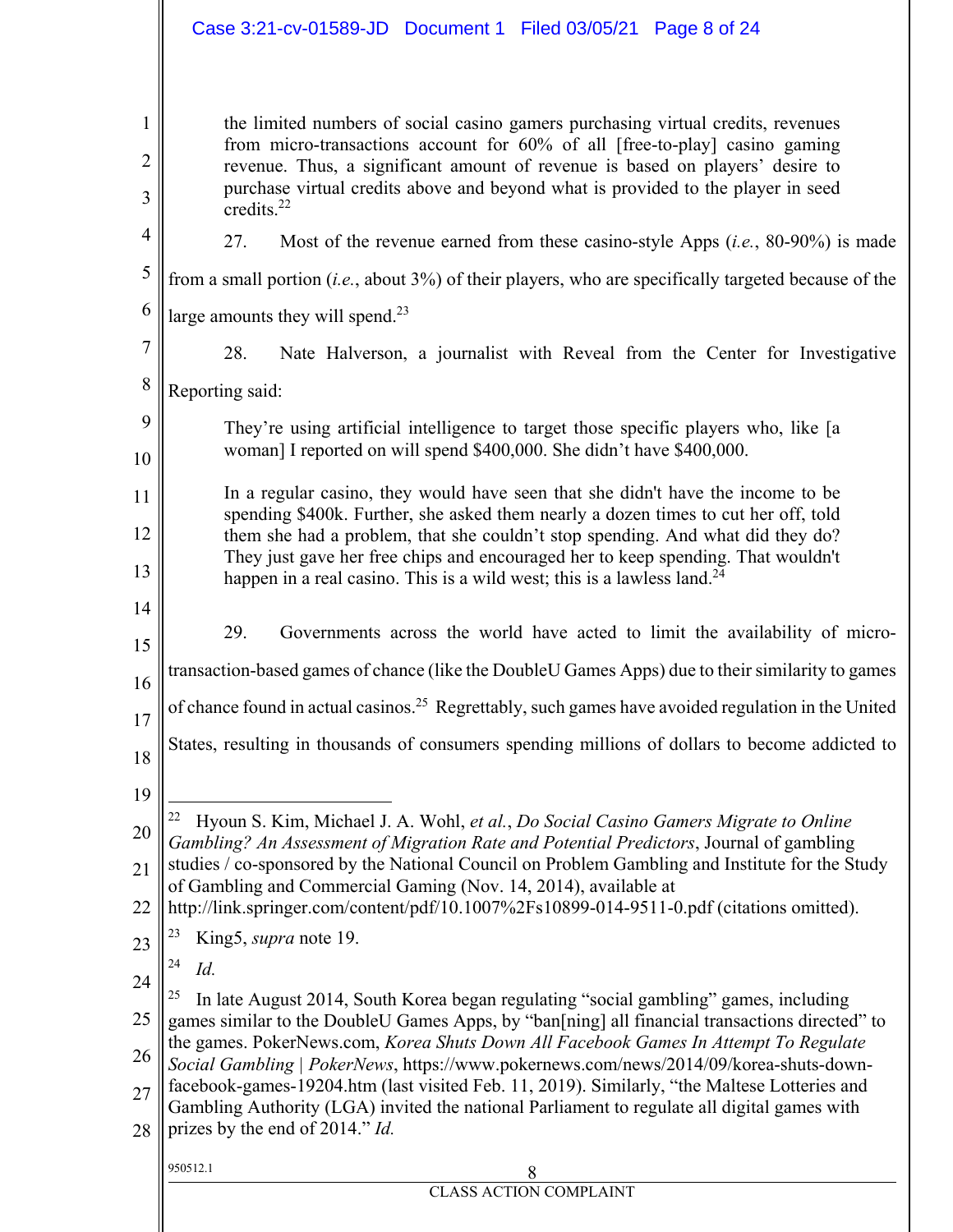> the limited numbers of social casino gamers purchasing virtual credits, revenues from micro-transactions account for 60% of all [free-to-play] casino gaming revenue. Thus, a significant amount of revenue is based on players' desire to purchase virtual credits above and beyond what is provided to the player in seed credits.[22]

27. Most of the revenue earned from these casino-style Apps (*i.e.*, 80-90%) is made from a small portion (*i.e.*, about 3%) of their players, who are specifically targeted because of the large amounts they will spend.[23]

28. Nate Halverson, a journalist with Reveal from the Center for Investigative Reporting said:

> They're using artificial intelligence to target those specific players who, like [a woman] I reported on will spend $400,000. She didn't have $400,000.
>
> In a regular casino, they would have seen that she didn't have the income to be spending $400k. Further, she asked them nearly a dozen times to cut her off, told them she had a problem, that she couldn't stop spending. And what did they do? They just gave her free chips and encouraged her to keep spending. That wouldn't happen in a real casino. This is a wild west; this is a lawless land.[24]

29. Governments across the world have acted to limit the availability of micro-transaction-based games of chance (like the DoubleU Games Apps) due to their similarity to games of chance found in actual casinos.[25] Regrettably, such games have avoided regulation in the United States, resulting in thousands of consumers spending millions of dollars to become addicted to

---

[22] Hyoun S. Kim, Michael J. A. Wohl, *et al.*, *Do Social Casino Gamers Migrate to Online Gambling? An Assessment of Migration Rate and Potential Predictors*, Journal of gambling studies / co-sponsored by the National Council on Problem Gambling and Institute for the Study of Gambling and Commercial Gaming (Nov. 14, 2014), available at http://link.springer.com/content/pdf/10.1007%2Fs10899-014-9511-0.pdf (citations omitted).

[23] King5, *supra* note 19.

[24] *Id.*

[25] In late August 2014, South Korea began regulating "social gambling" games, including games similar to the DoubleU Games Apps, by "ban[ning] all financial transactions directed" to the games. PokerNews.com, *Korea Shuts Down All Facebook Games In Attempt To Regulate Social Gambling | PokerNews*, https://www.pokernews.com/news/2014/09/korea-shuts-down-facebook-games-19204.htm (last visited Feb. 11, 2019). Similarly, "the Maltese Lotteries and Gambling Authority (LGA) invited the national Parliament to regulate all digital games with prizes by the end of 2014." *Id.*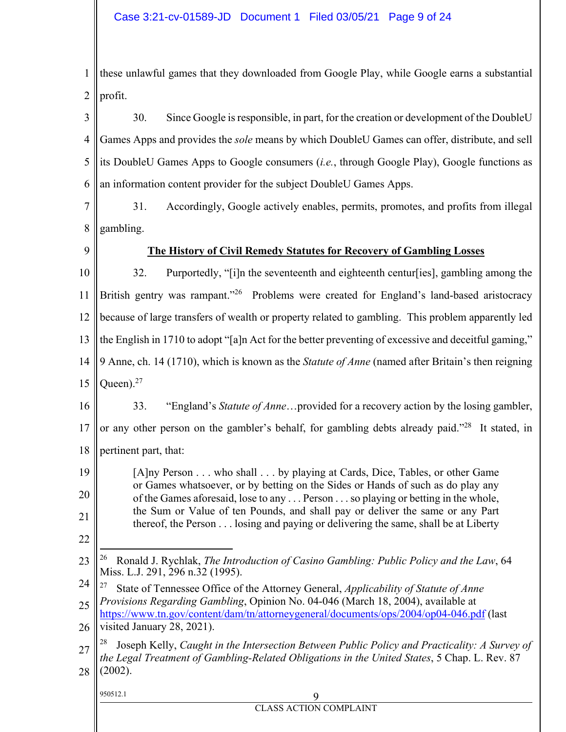these unlawful games that they downloaded from Google Play, while Google earns a substantial profit.

30. Since Google is responsible, in part, for the creation or development of the DoubleU Games Apps and provides the *sole* means by which DoubleU Games can offer, distribute, and sell its DoubleU Games Apps to Google consumers (*i.e.*, through Google Play), Google functions as an information content provider for the subject DoubleU Games Apps.

31. Accordingly, Google actively enables, permits, promotes, and profits from illegal gambling.

## The History of Civil Remedy Statutes for Recovery of Gambling Losses

32. Purportedly, "[i]n the seventeenth and eighteenth centur[ies], gambling among the British gentry was rampant."[26] Problems were created for England's land-based aristocracy because of large transfers of wealth or property related to gambling. This problem apparently led the English in 1710 to adopt "[a]n Act for the better preventing of excessive and deceitful gaming," 9 Anne, ch. 14 (1710), which is known as the *Statute of Anne* (named after Britain's then reigning Queen).[27]

33. "England's *Statute of Anne*…provided for a recovery action by the losing gambler, or any other person on the gambler's behalf, for gambling debts already paid."[28] It stated, in pertinent part, that:

> [A]ny Person . . . who shall . . . by playing at Cards, Dice, Tables, or other Game or Games whatsoever, or by betting on the Sides or Hands of such as do play any of the Games aforesaid, lose to any . . . Person . . . so playing or betting in the whole, the Sum or Value of ten Pounds, and shall pay or deliver the same or any Part thereof, the Person . . . losing and paying or delivering the same, shall be at Liberty

---

[26] Ronald J. Rychlak, *The Introduction of Casino Gambling: Public Policy and the Law*, 64 Miss. L.J. 291, 296 n.32 (1995).

[27] State of Tennessee Office of the Attorney General, *Applicability of Statute of Anne Provisions Regarding Gambling*, Opinion No. 04-046 (March 18, 2004), available at https://www.tn.gov/content/dam/tn/attorneygeneral/documents/ops/2004/op04-046.pdf (last visited January 28, 2021).

[28] Joseph Kelly, *Caught in the Intersection Between Public Policy and Practicality: A Survey of the Legal Treatment of Gambling-Related Obligations in the United States*, 5 Chap. L. Rev. 87 (2002).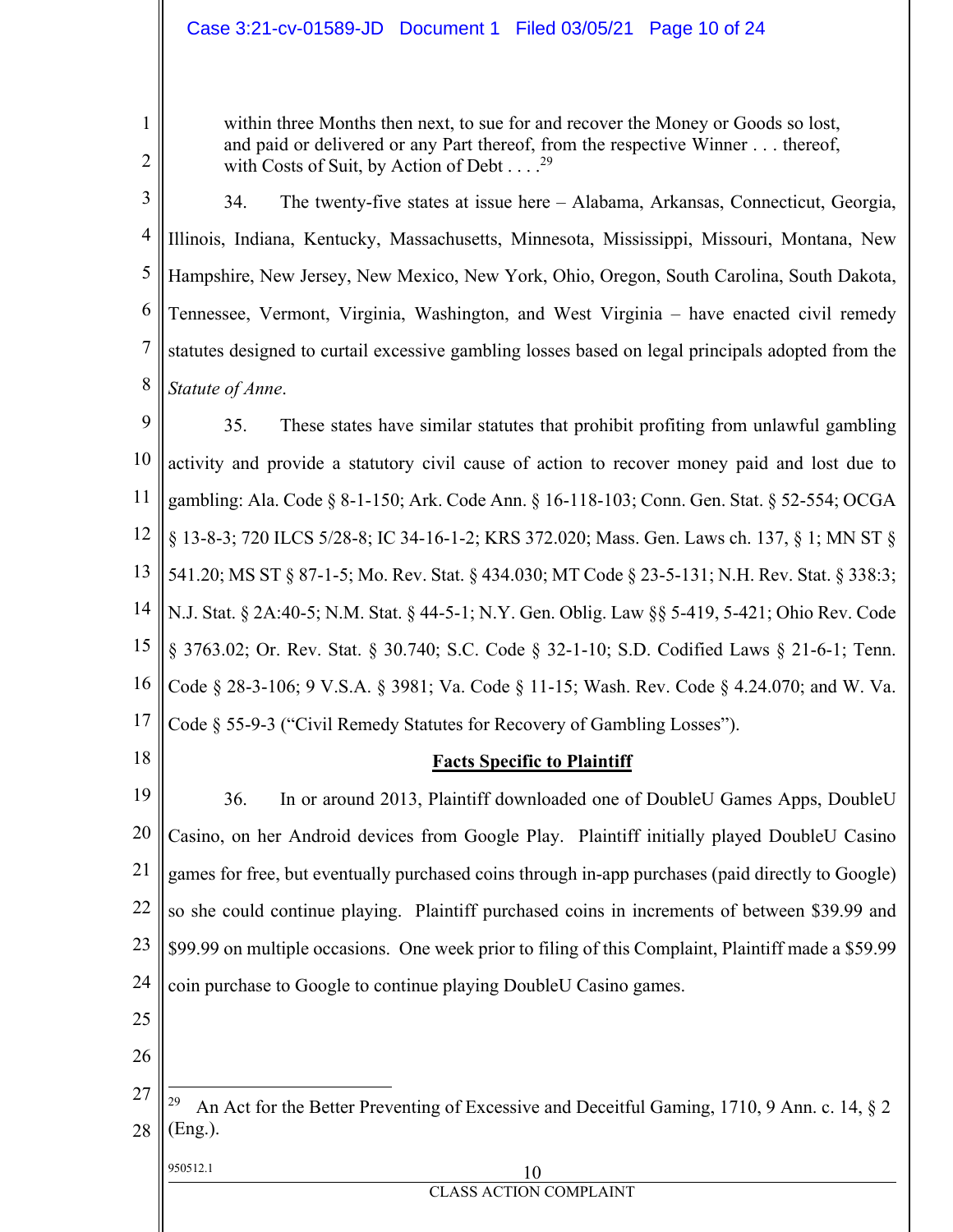> within three Months then next, to sue for and recover the Money or Goods so lost, and paid or delivered or any Part thereof, from the respective Winner . . . thereof, with Costs of Suit, by Action of Debt . . . .[29]

34. The twenty-five states at issue here – Alabama, Arkansas, Connecticut, Georgia, Illinois, Indiana, Kentucky, Massachusetts, Minnesota, Mississippi, Missouri, Montana, New Hampshire, New Jersey, New Mexico, New York, Ohio, Oregon, South Carolina, South Dakota, Tennessee, Vermont, Virginia, Washington, and West Virginia – have enacted civil remedy statutes designed to curtail excessive gambling losses based on legal principals adopted from the *Statute of Anne*.

35. These states have similar statutes that prohibit profiting from unlawful gambling activity and provide a statutory civil cause of action to recover money paid and lost due to gambling: Ala. Code § 8-1-150; Ark. Code Ann. § 16-118-103; Conn. Gen. Stat. § 52-554; OCGA § 13-8-3; 720 ILCS 5/28-8; IC 34-16-1-2; KRS 372.020; Mass. Gen. Laws ch. 137, § 1; MN ST § 541.20; MS ST § 87-1-5; Mo. Rev. Stat. § 434.030; MT Code § 23-5-131; N.H. Rev. Stat. § 338:3; N.J. Stat. § 2A:40-5; N.M. Stat. § 44-5-1; N.Y. Gen. Oblig. Law §§ 5-419, 5-421; Ohio Rev. Code § 3763.02; Or. Rev. Stat. § 30.740; S.C. Code § 32-1-10; S.D. Codified Laws § 21-6-1; Tenn. Code § 28-3-106; 9 V.S.A. § 3981; Va. Code § 11-15; Wash. Rev. Code § 4.24.070; and W. Va. Code § 55-9-3 ("Civil Remedy Statutes for Recovery of Gambling Losses").

**Facts Specific to Plaintiff**

36. In or around 2013, Plaintiff downloaded one of DoubleU Games Apps, DoubleU Casino, on her Android devices from Google Play. Plaintiff initially played DoubleU Casino games for free, but eventually purchased coins through in-app purchases (paid directly to Google) so she could continue playing. Plaintiff purchased coins in increments of between $39.99 and $99.99 on multiple occasions. One week prior to filing of this Complaint, Plaintiff made a $59.99 coin purchase to Google to continue playing DoubleU Casino games.

---

[29] An Act for the Better Preventing of Excessive and Deceitful Gaming, 1710, 9 Ann. c. 14, § 2 (Eng.).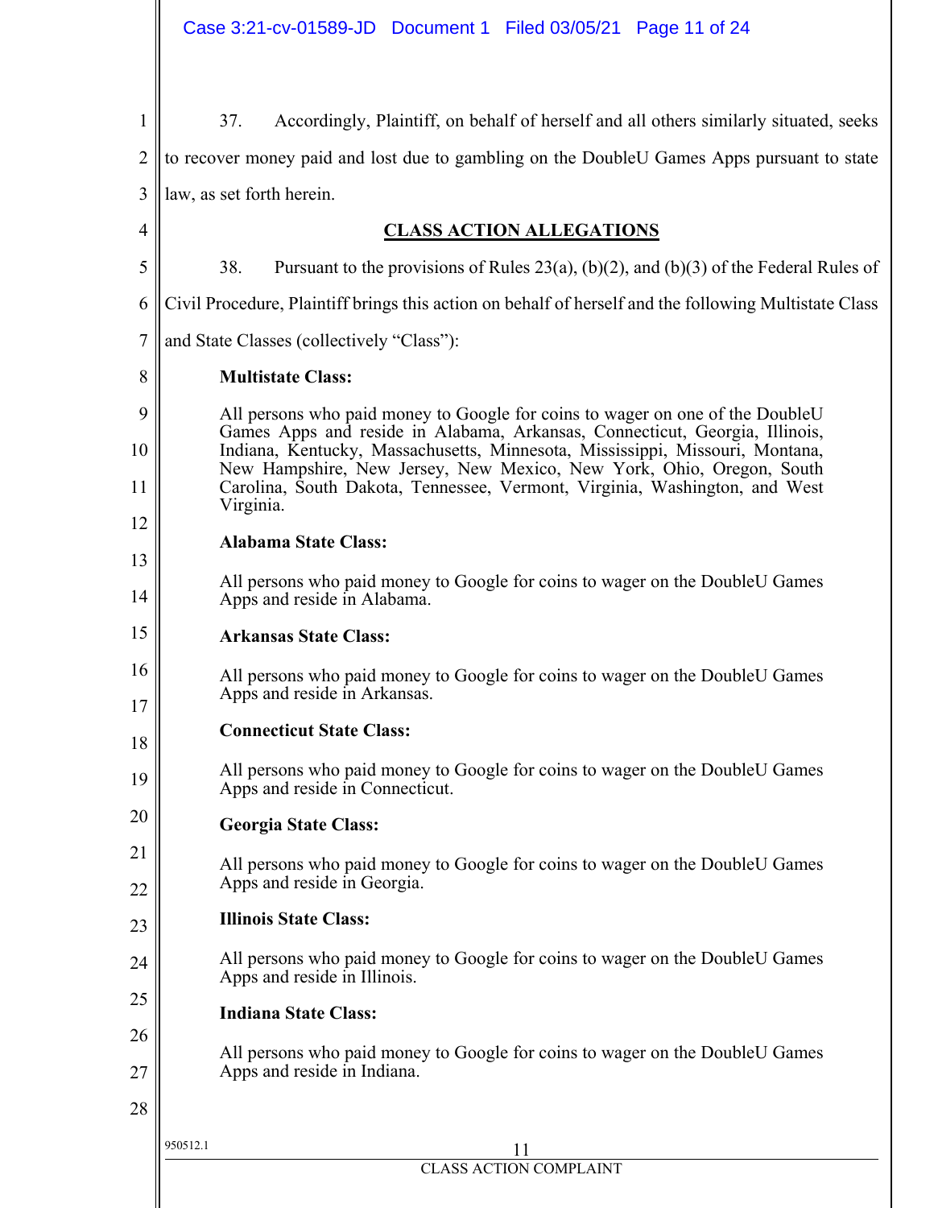37. Accordingly, Plaintiff, on behalf of herself and all others similarly situated, seeks to recover money paid and lost due to gambling on the DoubleU Games Apps pursuant to state law, as set forth herein.

## CLASS ACTION ALLEGATIONS

38. Pursuant to the provisions of Rules 23(a), (b)(2), and (b)(3) of the Federal Rules of Civil Procedure, Plaintiff brings this action on behalf of herself and the following Multistate Class and State Classes (collectively "Class"):

**Multistate Class:**

All persons who paid money to Google for coins to wager on one of the DoubleU Games Apps and reside in Alabama, Arkansas, Connecticut, Georgia, Illinois, Indiana, Kentucky, Massachusetts, Minnesota, Mississippi, Missouri, Montana, New Hampshire, New Jersey, New Mexico, New York, Ohio, Oregon, South Carolina, South Dakota, Tennessee, Vermont, Virginia, Washington, and West Virginia.

**Alabama State Class:**

All persons who paid money to Google for coins to wager on the DoubleU Games Apps and reside in Alabama.

**Arkansas State Class:**

All persons who paid money to Google for coins to wager on the DoubleU Games Apps and reside in Arkansas.

**Connecticut State Class:**

All persons who paid money to Google for coins to wager on the DoubleU Games Apps and reside in Connecticut.

**Georgia State Class:**

All persons who paid money to Google for coins to wager on the DoubleU Games Apps and reside in Georgia.

**Illinois State Class:**

All persons who paid money to Google for coins to wager on the DoubleU Games Apps and reside in Illinois.

**Indiana State Class:**

All persons who paid money to Google for coins to wager on the DoubleU Games Apps and reside in Indiana.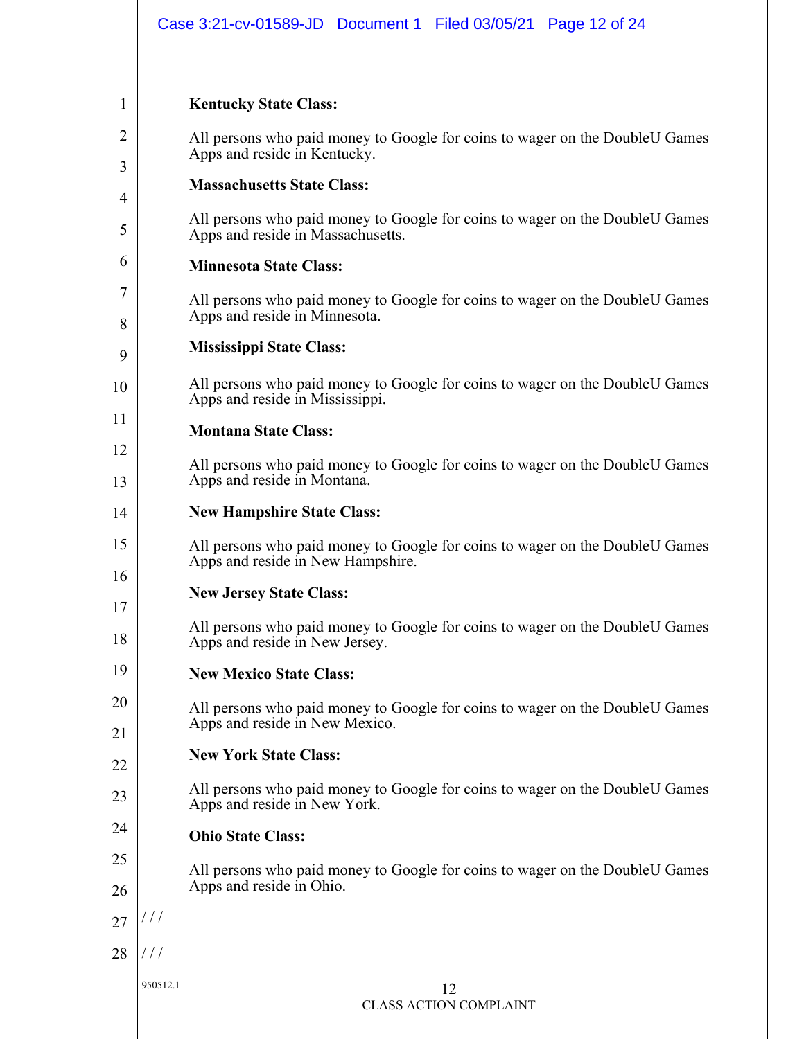**Kentucky State Class:**

All persons who paid money to Google for coins to wager on the DoubleU Games Apps and reside in Kentucky.

**Massachusetts State Class:**

All persons who paid money to Google for coins to wager on the DoubleU Games Apps and reside in Massachusetts.

**Minnesota State Class:**

All persons who paid money to Google for coins to wager on the DoubleU Games Apps and reside in Minnesota.

**Mississippi State Class:**

All persons who paid money to Google for coins to wager on the DoubleU Games Apps and reside in Mississippi.

**Montana State Class:**

All persons who paid money to Google for coins to wager on the DoubleU Games Apps and reside in Montana.

**New Hampshire State Class:**

All persons who paid money to Google for coins to wager on the DoubleU Games Apps and reside in New Hampshire.

**New Jersey State Class:**

All persons who paid money to Google for coins to wager on the DoubleU Games Apps and reside in New Jersey.

**New Mexico State Class:**

All persons who paid money to Google for coins to wager on the DoubleU Games Apps and reside in New Mexico.

**New York State Class:**

All persons who paid money to Google for coins to wager on the DoubleU Games Apps and reside in New York.

**Ohio State Class:**

All persons who paid money to Google for coins to wager on the DoubleU Games Apps and reside in Ohio.

/ / /

/ / /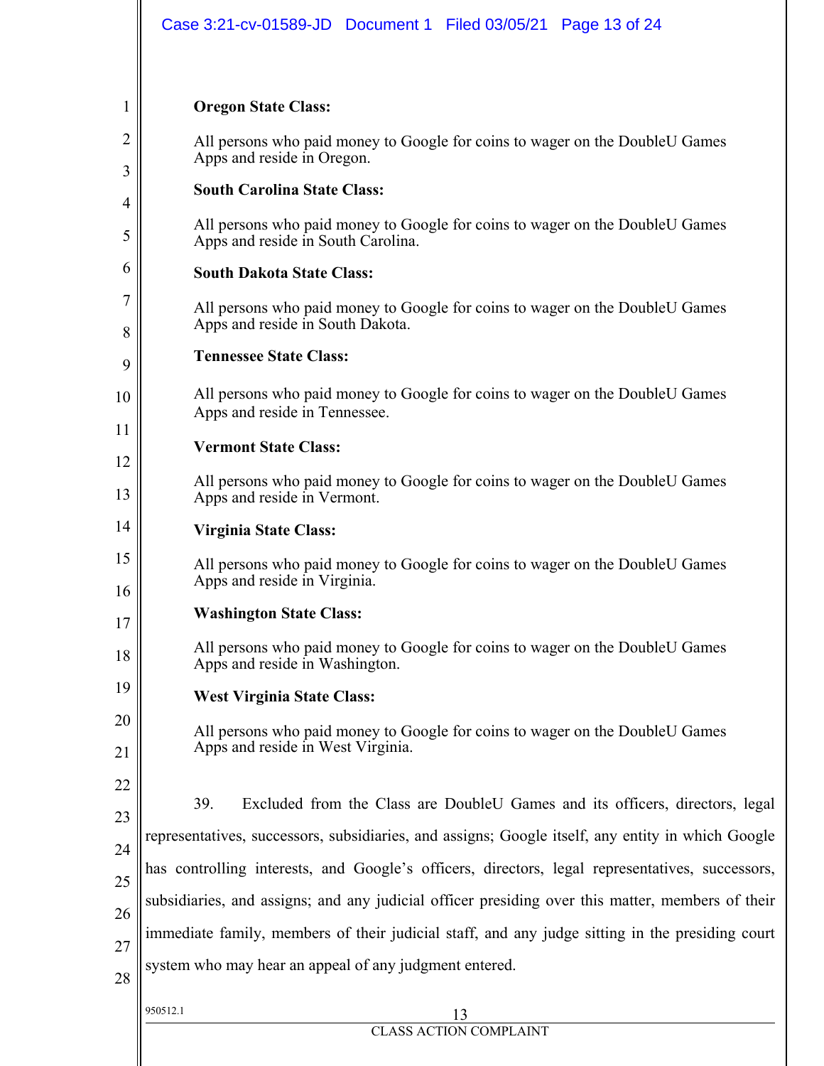**Oregon State Class:**

All persons who paid money to Google for coins to wager on the DoubleU Games Apps and reside in Oregon.

**South Carolina State Class:**

All persons who paid money to Google for coins to wager on the DoubleU Games Apps and reside in South Carolina.

**South Dakota State Class:**

All persons who paid money to Google for coins to wager on the DoubleU Games Apps and reside in South Dakota.

**Tennessee State Class:**

All persons who paid money to Google for coins to wager on the DoubleU Games Apps and reside in Tennessee.

**Vermont State Class:**

All persons who paid money to Google for coins to wager on the DoubleU Games Apps and reside in Vermont.

**Virginia State Class:**

All persons who paid money to Google for coins to wager on the DoubleU Games Apps and reside in Virginia.

**Washington State Class:**

All persons who paid money to Google for coins to wager on the DoubleU Games Apps and reside in Washington.

**West Virginia State Class:**

All persons who paid money to Google for coins to wager on the DoubleU Games Apps and reside in West Virginia.

39. Excluded from the Class are DoubleU Games and its officers, directors, legal representatives, successors, subsidiaries, and assigns; Google itself, any entity in which Google has controlling interests, and Google's officers, directors, legal representatives, successors, subsidiaries, and assigns; and any judicial officer presiding over this matter, members of their immediate family, members of their judicial staff, and any judge sitting in the presiding court system who may hear an appeal of any judgment entered.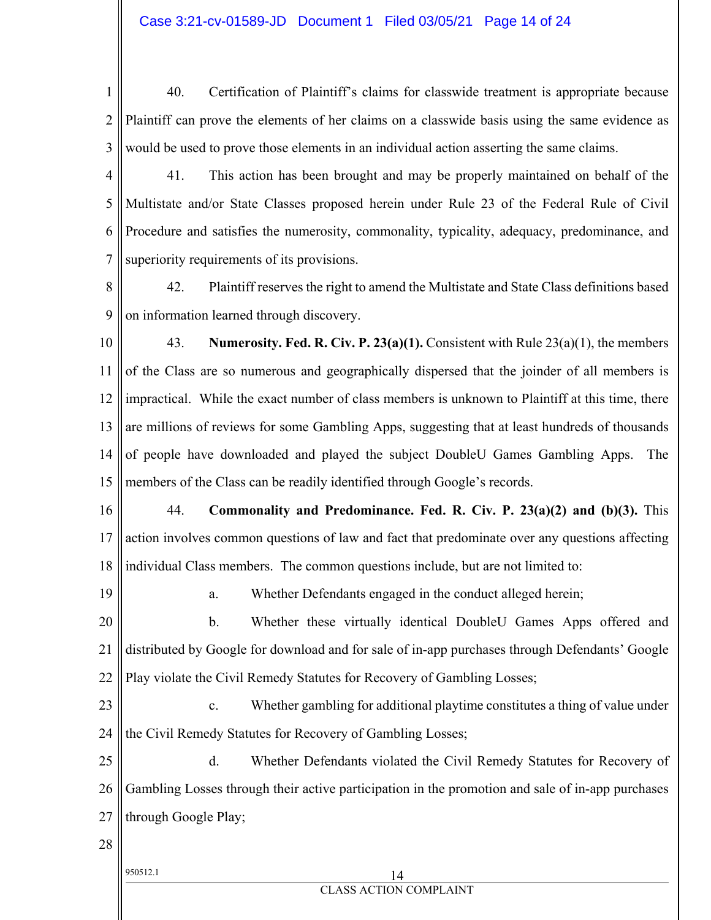40. Certification of Plaintiff's claims for classwide treatment is appropriate because Plaintiff can prove the elements of her claims on a classwide basis using the same evidence as would be used to prove those elements in an individual action asserting the same claims.

41. This action has been brought and may be properly maintained on behalf of the Multistate and/or State Classes proposed herein under Rule 23 of the Federal Rule of Civil Procedure and satisfies the numerosity, commonality, typicality, adequacy, predominance, and superiority requirements of its provisions.

42. Plaintiff reserves the right to amend the Multistate and State Class definitions based on information learned through discovery.

43. **Numerosity. Fed. R. Civ. P. 23(a)(1).** Consistent with Rule 23(a)(1), the members of the Class are so numerous and geographically dispersed that the joinder of all members is impractical. While the exact number of class members is unknown to Plaintiff at this time, there are millions of reviews for some Gambling Apps, suggesting that at least hundreds of thousands of people have downloaded and played the subject DoubleU Games Gambling Apps. The members of the Class can be readily identified through Google's records.

44. **Commonality and Predominance. Fed. R. Civ. P. 23(a)(2) and (b)(3).** This action involves common questions of law and fact that predominate over any questions affecting individual Class members. The common questions include, but are not limited to:

a. Whether Defendants engaged in the conduct alleged herein;

b. Whether these virtually identical DoubleU Games Apps offered and distributed by Google for download and for sale of in-app purchases through Defendants' Google Play violate the Civil Remedy Statutes for Recovery of Gambling Losses;

c. Whether gambling for additional playtime constitutes a thing of value under the Civil Remedy Statutes for Recovery of Gambling Losses;

d. Whether Defendants violated the Civil Remedy Statutes for Recovery of Gambling Losses through their active participation in the promotion and sale of in-app purchases through Google Play;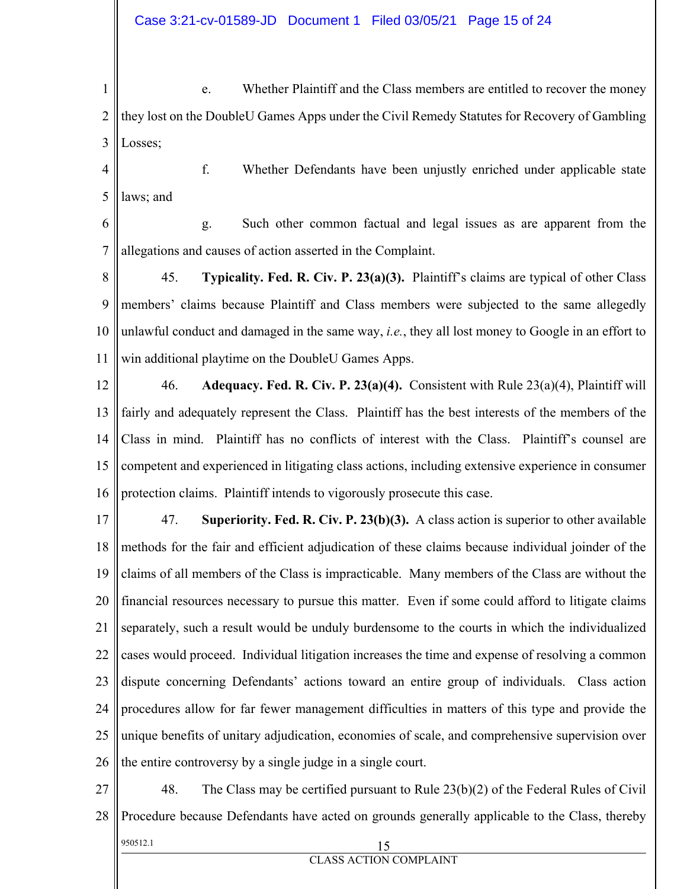e. Whether Plaintiff and the Class members are entitled to recover the money they lost on the DoubleU Games Apps under the Civil Remedy Statutes for Recovery of Gambling Losses;

f. Whether Defendants have been unjustly enriched under applicable state laws; and

g. Such other common factual and legal issues as are apparent from the allegations and causes of action asserted in the Complaint.

45. **Typicality. Fed. R. Civ. P. 23(a)(3).** Plaintiff's claims are typical of other Class members' claims because Plaintiff and Class members were subjected to the same allegedly unlawful conduct and damaged in the same way, *i.e.*, they all lost money to Google in an effort to win additional playtime on the DoubleU Games Apps.

46. **Adequacy. Fed. R. Civ. P. 23(a)(4).** Consistent with Rule 23(a)(4), Plaintiff will fairly and adequately represent the Class. Plaintiff has the best interests of the members of the Class in mind. Plaintiff has no conflicts of interest with the Class. Plaintiff's counsel are competent and experienced in litigating class actions, including extensive experience in consumer protection claims. Plaintiff intends to vigorously prosecute this case.

47. **Superiority. Fed. R. Civ. P. 23(b)(3).** A class action is superior to other available methods for the fair and efficient adjudication of these claims because individual joinder of the claims of all members of the Class is impracticable. Many members of the Class are without the financial resources necessary to pursue this matter. Even if some could afford to litigate claims separately, such a result would be unduly burdensome to the courts in which the individualized cases would proceed. Individual litigation increases the time and expense of resolving a common dispute concerning Defendants' actions toward an entire group of individuals. Class action procedures allow for far fewer management difficulties in matters of this type and provide the unique benefits of unitary adjudication, economies of scale, and comprehensive supervision over the entire controversy by a single judge in a single court.

48. The Class may be certified pursuant to Rule 23(b)(2) of the Federal Rules of Civil Procedure because Defendants have acted on grounds generally applicable to the Class, thereby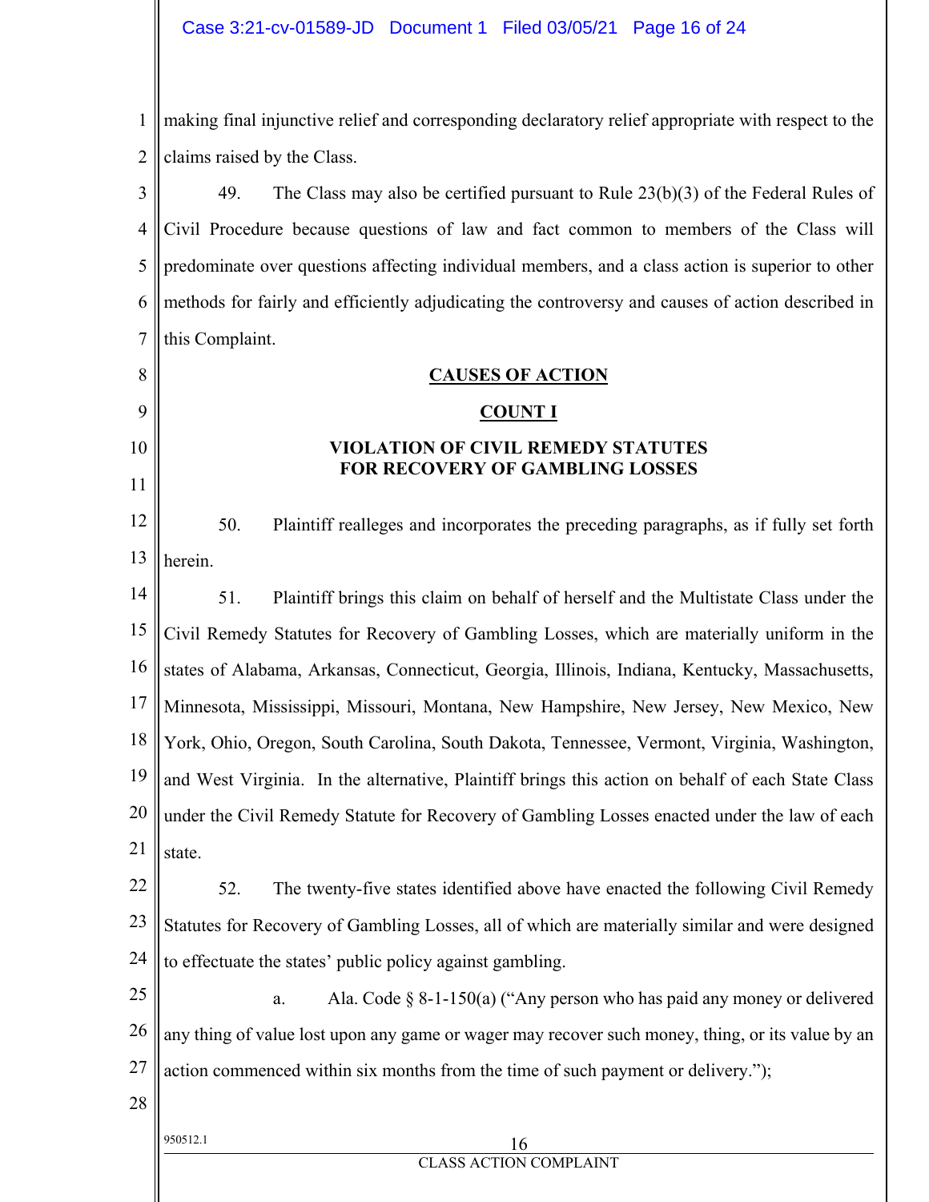making final injunctive relief and corresponding declaratory relief appropriate with respect to the claims raised by the Class.

49. The Class may also be certified pursuant to Rule 23(b)(3) of the Federal Rules of Civil Procedure because questions of law and fact common to members of the Class will predominate over questions affecting individual members, and a class action is superior to other methods for fairly and efficiently adjudicating the controversy and causes of action described in this Complaint.

## CAUSES OF ACTION

### COUNT I

### VIOLATION OF CIVIL REMEDY STATUTES FOR RECOVERY OF GAMBLING LOSSES

50. Plaintiff realleges and incorporates the preceding paragraphs, as if fully set forth herein.

51. Plaintiff brings this claim on behalf of herself and the Multistate Class under the Civil Remedy Statutes for Recovery of Gambling Losses, which are materially uniform in the states of Alabama, Arkansas, Connecticut, Georgia, Illinois, Indiana, Kentucky, Massachusetts, Minnesota, Mississippi, Missouri, Montana, New Hampshire, New Jersey, New Mexico, New York, Ohio, Oregon, South Carolina, South Dakota, Tennessee, Vermont, Virginia, Washington, and West Virginia. In the alternative, Plaintiff brings this action on behalf of each State Class under the Civil Remedy Statute for Recovery of Gambling Losses enacted under the law of each state.

52. The twenty-five states identified above have enacted the following Civil Remedy Statutes for Recovery of Gambling Losses, all of which are materially similar and were designed to effectuate the states' public policy against gambling.

a. Ala. Code § 8-1-150(a) ("Any person who has paid any money or delivered any thing of value lost upon any game or wager may recover such money, thing, or its value by an action commenced within six months from the time of such payment or delivery.");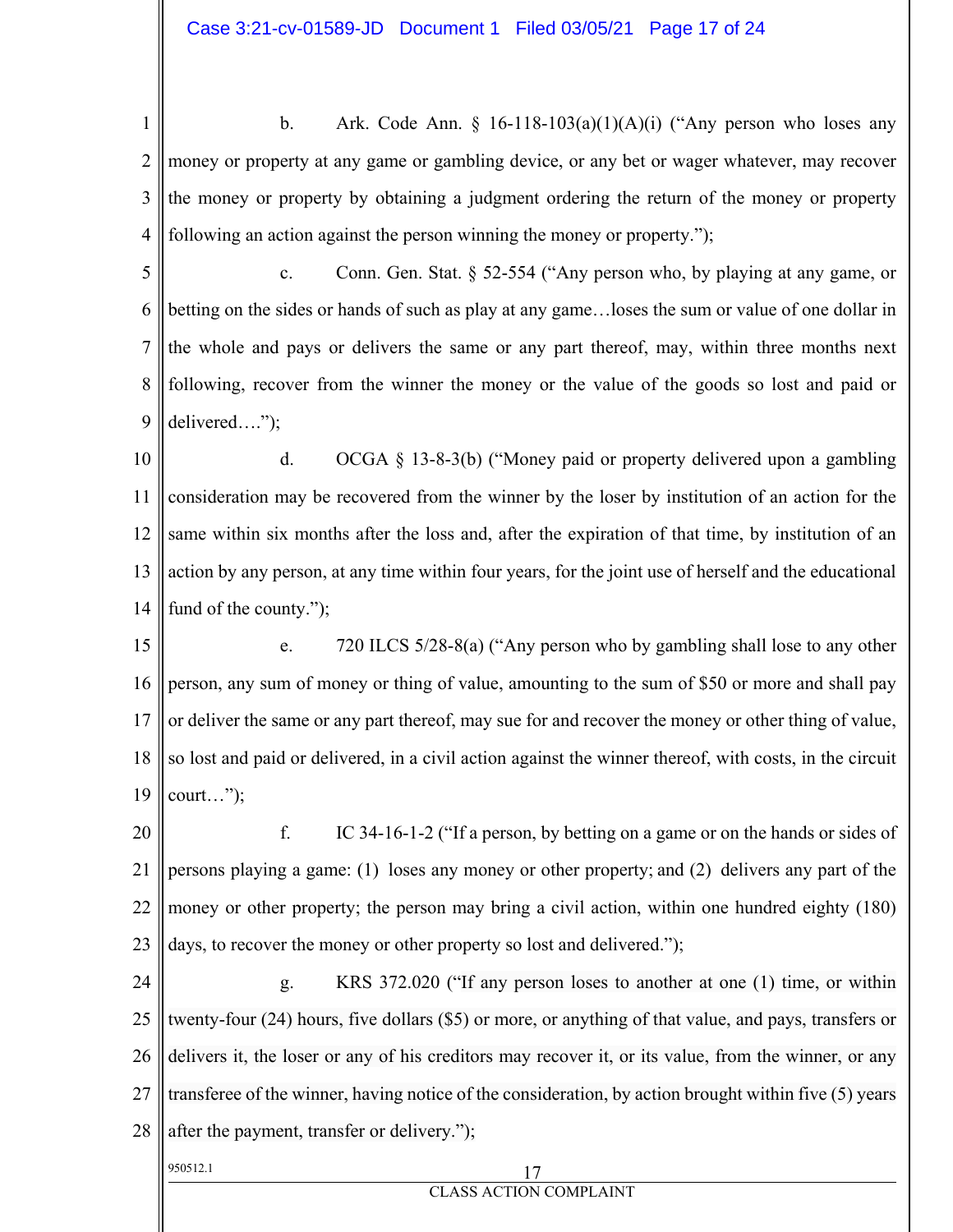b. Ark. Code Ann. § 16-118-103(a)(1)(A)(i) ("Any person who loses any money or property at any game or gambling device, or any bet or wager whatever, may recover the money or property by obtaining a judgment ordering the return of the money or property following an action against the person winning the money or property.");

c. Conn. Gen. Stat. § 52-554 ("Any person who, by playing at any game, or betting on the sides or hands of such as play at any game…loses the sum or value of one dollar in the whole and pays or delivers the same or any part thereof, may, within three months next following, recover from the winner the money or the value of the goods so lost and paid or delivered….");

d. OCGA § 13-8-3(b) ("Money paid or property delivered upon a gambling consideration may be recovered from the winner by the loser by institution of an action for the same within six months after the loss and, after the expiration of that time, by institution of an action by any person, at any time within four years, for the joint use of herself and the educational fund of the county.");

e. 720 ILCS 5/28-8(a) ("Any person who by gambling shall lose to any other person, any sum of money or thing of value, amounting to the sum of $50 or more and shall pay or deliver the same or any part thereof, may sue for and recover the money or other thing of value, so lost and paid or delivered, in a civil action against the winner thereof, with costs, in the circuit court…");

f. IC 34-16-1-2 ("If a person, by betting on a game or on the hands or sides of persons playing a game: (1) loses any money or other property; and (2) delivers any part of the money or other property; the person may bring a civil action, within one hundred eighty (180) days, to recover the money or other property so lost and delivered.");

g. KRS 372.020 ("If any person loses to another at one (1) time, or within twenty-four (24) hours, five dollars ($5) or more, or anything of that value, and pays, transfers or delivers it, the loser or any of his creditors may recover it, or its value, from the winner, or any transferee of the winner, having notice of the consideration, by action brought within five (5) years after the payment, transfer or delivery.");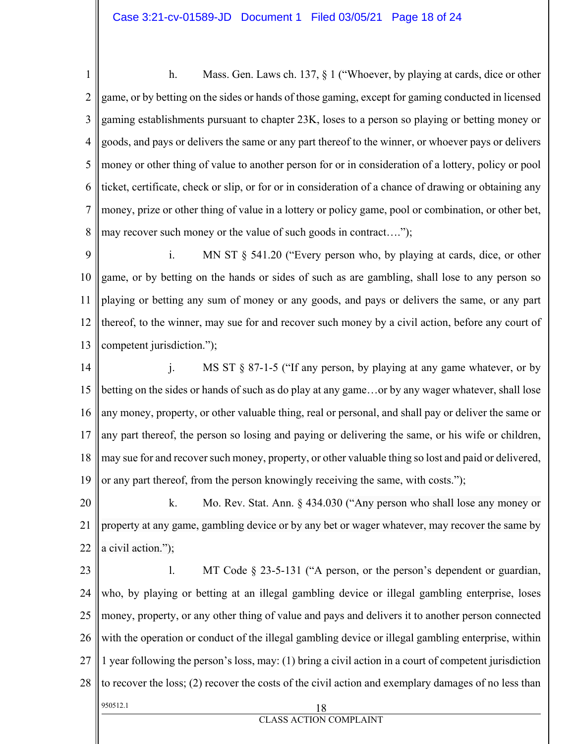h. Mass. Gen. Laws ch. 137, § 1 ("Whoever, by playing at cards, dice or other game, or by betting on the sides or hands of those gaming, except for gaming conducted in licensed gaming establishments pursuant to chapter 23K, loses to a person so playing or betting money or goods, and pays or delivers the same or any part thereof to the winner, or whoever pays or delivers money or other thing of value to another person for or in consideration of a lottery, policy or pool ticket, certificate, check or slip, or for or in consideration of a chance of drawing or obtaining any money, prize or other thing of value in a lottery or policy game, pool or combination, or other bet, may recover such money or the value of such goods in contract….");

i. MN ST § 541.20 ("Every person who, by playing at cards, dice, or other game, or by betting on the hands or sides of such as are gambling, shall lose to any person so playing or betting any sum of money or any goods, and pays or delivers the same, or any part thereof, to the winner, may sue for and recover such money by a civil action, before any court of competent jurisdiction.");

j. MS ST § 87-1-5 ("If any person, by playing at any game whatever, or by betting on the sides or hands of such as do play at any game…or by any wager whatever, shall lose any money, property, or other valuable thing, real or personal, and shall pay or deliver the same or any part thereof, the person so losing and paying or delivering the same, or his wife or children, may sue for and recover such money, property, or other valuable thing so lost and paid or delivered, or any part thereof, from the person knowingly receiving the same, with costs.");

k. Mo. Rev. Stat. Ann. § 434.030 ("Any person who shall lose any money or property at any game, gambling device or by any bet or wager whatever, may recover the same by a civil action.");

l. MT Code § 23-5-131 ("A person, or the person's dependent or guardian, who, by playing or betting at an illegal gambling device or illegal gambling enterprise, loses money, property, or any other thing of value and pays and delivers it to another person connected with the operation or conduct of the illegal gambling device or illegal gambling enterprise, within 1 year following the person's loss, may: (1) bring a civil action in a court of competent jurisdiction to recover the loss; (2) recover the costs of the civil action and exemplary damages of no less than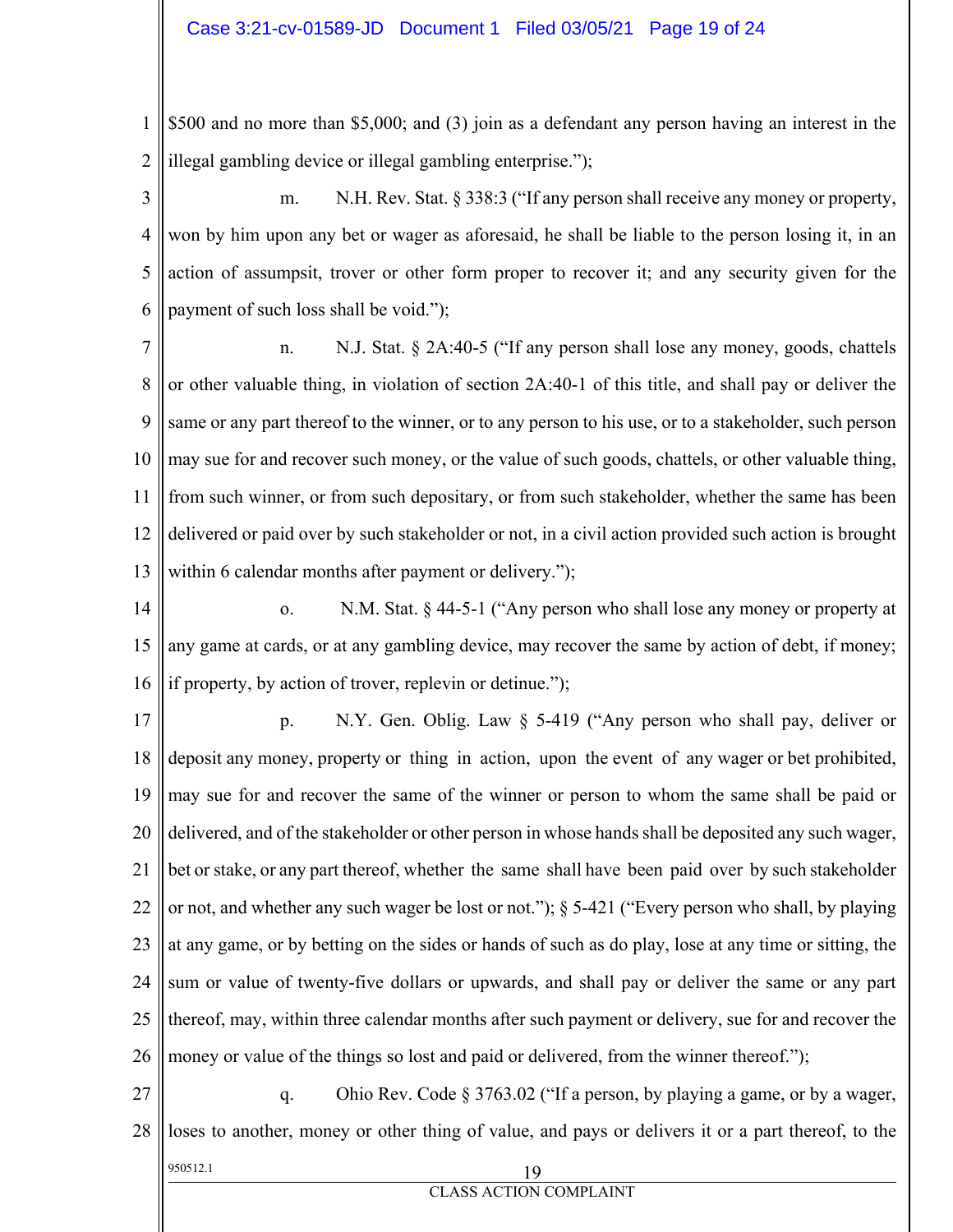$500 and no more than $5,000; and (3) join as a defendant any person having an interest in the illegal gambling device or illegal gambling enterprise.");

m. N.H. Rev. Stat. § 338:3 ("If any person shall receive any money or property, won by him upon any bet or wager as aforesaid, he shall be liable to the person losing it, in an action of assumpsit, trover or other form proper to recover it; and any security given for the payment of such loss shall be void.");

n. N.J. Stat. § 2A:40-5 ("If any person shall lose any money, goods, chattels or other valuable thing, in violation of section 2A:40-1 of this title, and shall pay or deliver the same or any part thereof to the winner, or to any person to his use, or to a stakeholder, such person may sue for and recover such money, or the value of such goods, chattels, or other valuable thing, from such winner, or from such depositary, or from such stakeholder, whether the same has been delivered or paid over by such stakeholder or not, in a civil action provided such action is brought within 6 calendar months after payment or delivery.");

o. N.M. Stat. § 44-5-1 ("Any person who shall lose any money or property at any game at cards, or at any gambling device, may recover the same by action of debt, if money; if property, by action of trover, replevin or detinue.");

p. N.Y. Gen. Oblig. Law § 5-419 ("Any person who shall pay, deliver or deposit any money, property or thing in action, upon the event of any wager or bet prohibited, may sue for and recover the same of the winner or person to whom the same shall be paid or delivered, and of the stakeholder or other person in whose hands shall be deposited any such wager, bet or stake, or any part thereof, whether the same shall have been paid over by such stakeholder or not, and whether any such wager be lost or not."); § 5-421 ("Every person who shall, by playing at any game, or by betting on the sides or hands of such as do play, lose at any time or sitting, the sum or value of twenty-five dollars or upwards, and shall pay or deliver the same or any part thereof, may, within three calendar months after such payment or delivery, sue for and recover the money or value of the things so lost and paid or delivered, from the winner thereof.");

q. Ohio Rev. Code § 3763.02 ("If a person, by playing a game, or by a wager, loses to another, money or other thing of value, and pays or delivers it or a part thereof, to the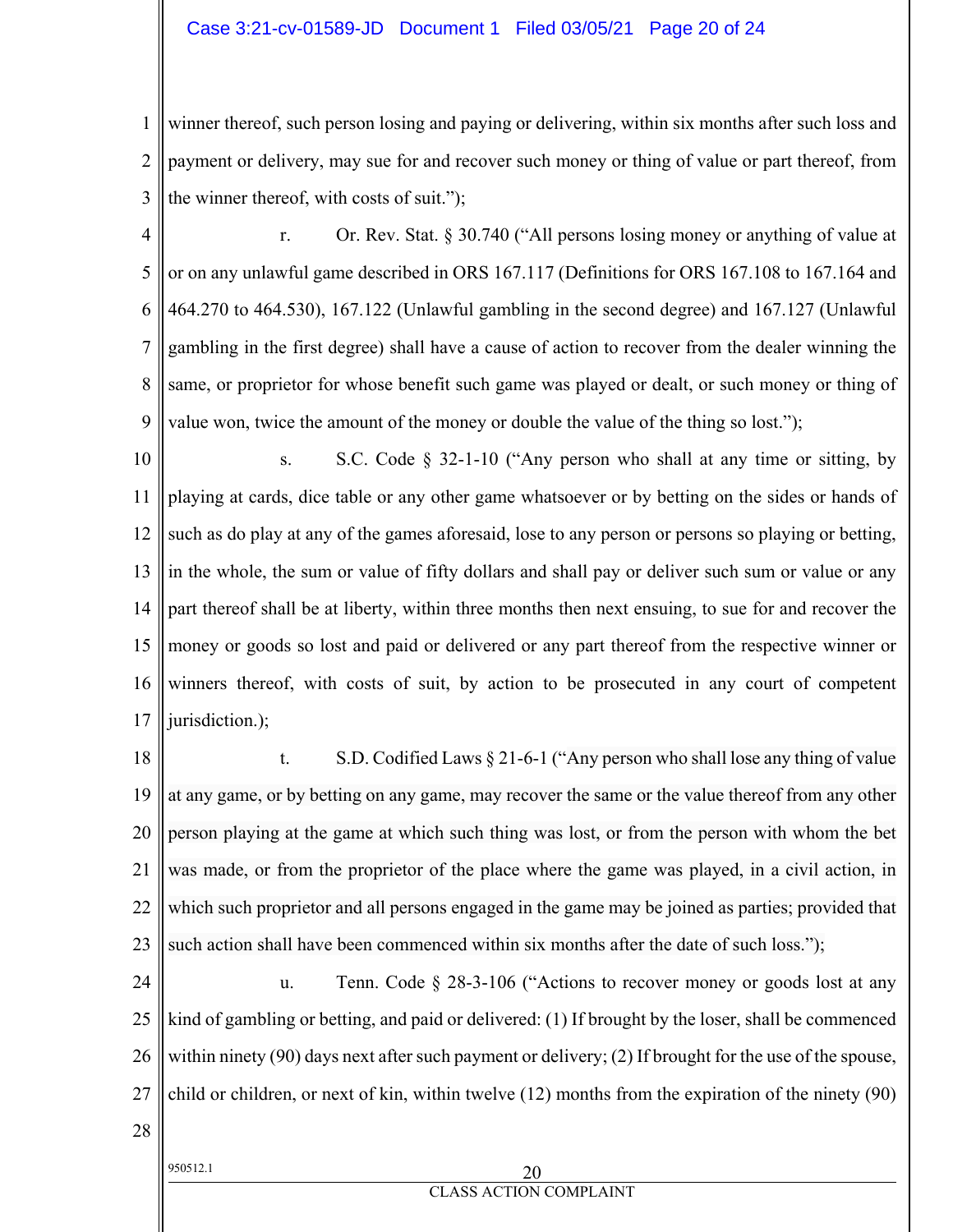winner thereof, such person losing and paying or delivering, within six months after such loss and payment or delivery, may sue for and recover such money or thing of value or part thereof, from the winner thereof, with costs of suit.");

r. Or. Rev. Stat. § 30.740 ("All persons losing money or anything of value at or on any unlawful game described in ORS 167.117 (Definitions for ORS 167.108 to 167.164 and 464.270 to 464.530), 167.122 (Unlawful gambling in the second degree) and 167.127 (Unlawful gambling in the first degree) shall have a cause of action to recover from the dealer winning the same, or proprietor for whose benefit such game was played or dealt, or such money or thing of value won, twice the amount of the money or double the value of the thing so lost.");

s. S.C. Code § 32-1-10 ("Any person who shall at any time or sitting, by playing at cards, dice table or any other game whatsoever or by betting on the sides or hands of such as do play at any of the games aforesaid, lose to any person or persons so playing or betting, in the whole, the sum or value of fifty dollars and shall pay or deliver such sum or value or any part thereof shall be at liberty, within three months then next ensuing, to sue for and recover the money or goods so lost and paid or delivered or any part thereof from the respective winner or winners thereof, with costs of suit, by action to be prosecuted in any court of competent jurisdiction.);

t. S.D. Codified Laws § 21-6-1 ("Any person who shall lose any thing of value at any game, or by betting on any game, may recover the same or the value thereof from any other person playing at the game at which such thing was lost, or from the person with whom the bet was made, or from the proprietor of the place where the game was played, in a civil action, in which such proprietor and all persons engaged in the game may be joined as parties; provided that such action shall have been commenced within six months after the date of such loss.");

u. Tenn. Code § 28-3-106 ("Actions to recover money or goods lost at any kind of gambling or betting, and paid or delivered: (1) If brought by the loser, shall be commenced within ninety (90) days next after such payment or delivery; (2) If brought for the use of the spouse, child or children, or next of kin, within twelve (12) months from the expiration of the ninety (90)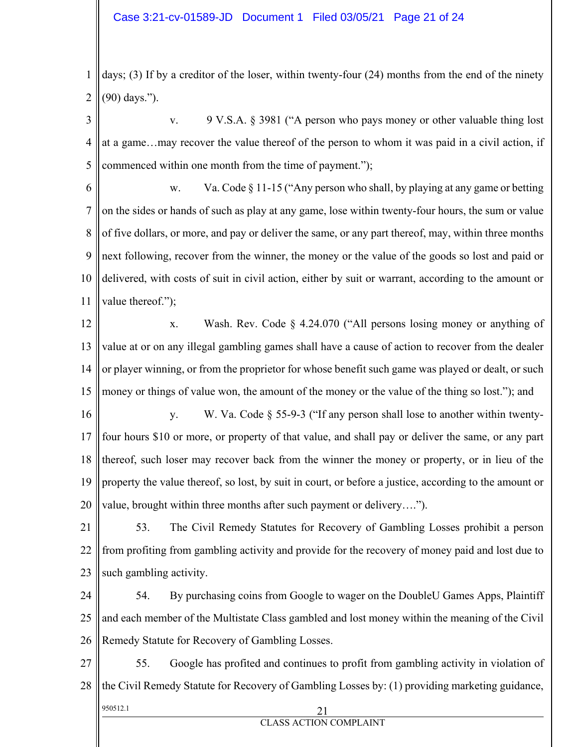days; (3) If by a creditor of the loser, within twenty-four (24) months from the end of the ninety (90) days.").

v. 9 V.S.A. § 3981 ("A person who pays money or other valuable thing lost at a game…may recover the value thereof of the person to whom it was paid in a civil action, if commenced within one month from the time of payment.");

w. Va. Code § 11-15 ("Any person who shall, by playing at any game or betting on the sides or hands of such as play at any game, lose within twenty-four hours, the sum or value of five dollars, or more, and pay or deliver the same, or any part thereof, may, within three months next following, recover from the winner, the money or the value of the goods so lost and paid or delivered, with costs of suit in civil action, either by suit or warrant, according to the amount or value thereof.");

x. Wash. Rev. Code § 4.24.070 ("All persons losing money or anything of value at or on any illegal gambling games shall have a cause of action to recover from the dealer or player winning, or from the proprietor for whose benefit such game was played or dealt, or such money or things of value won, the amount of the money or the value of the thing so lost."); and

y. W. Va. Code § 55-9-3 ("If any person shall lose to another within twenty-four hours $10 or more, or property of that value, and shall pay or deliver the same, or any part thereof, such loser may recover back from the winner the money or property, or in lieu of the property the value thereof, so lost, by suit in court, or before a justice, according to the amount or value, brought within three months after such payment or delivery….").

53. The Civil Remedy Statutes for Recovery of Gambling Losses prohibit a person from profiting from gambling activity and provide for the recovery of money paid and lost due to such gambling activity.

54. By purchasing coins from Google to wager on the DoubleU Games Apps, Plaintiff and each member of the Multistate Class gambled and lost money within the meaning of the Civil Remedy Statute for Recovery of Gambling Losses.

55. Google has profited and continues to profit from gambling activity in violation of the Civil Remedy Statute for Recovery of Gambling Losses by: (1) providing marketing guidance,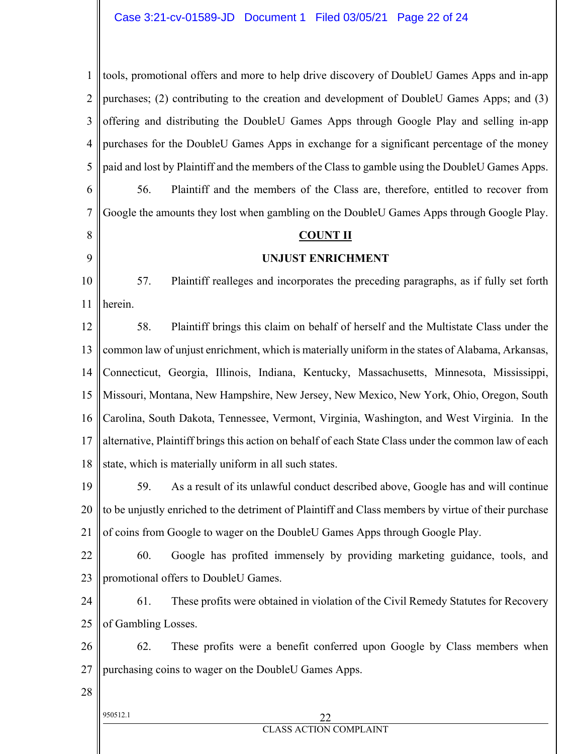tools, promotional offers and more to help drive discovery of DoubleU Games Apps and in-app purchases; (2) contributing to the creation and development of DoubleU Games Apps; and (3) offering and distributing the DoubleU Games Apps through Google Play and selling in-app purchases for the DoubleU Games Apps in exchange for a significant percentage of the money paid and lost by Plaintiff and the members of the Class to gamble using the DoubleU Games Apps.

56. Plaintiff and the members of the Class are, therefore, entitled to recover from Google the amounts they lost when gambling on the DoubleU Games Apps through Google Play.

## COUNT II

## UNJUST ENRICHMENT

57. Plaintiff realleges and incorporates the preceding paragraphs, as if fully set forth herein.

58. Plaintiff brings this claim on behalf of herself and the Multistate Class under the common law of unjust enrichment, which is materially uniform in the states of Alabama, Arkansas, Connecticut, Georgia, Illinois, Indiana, Kentucky, Massachusetts, Minnesota, Mississippi, Missouri, Montana, New Hampshire, New Jersey, New Mexico, New York, Ohio, Oregon, South Carolina, South Dakota, Tennessee, Vermont, Virginia, Washington, and West Virginia. In the alternative, Plaintiff brings this action on behalf of each State Class under the common law of each state, which is materially uniform in all such states.

59. As a result of its unlawful conduct described above, Google has and will continue to be unjustly enriched to the detriment of Plaintiff and Class members by virtue of their purchase of coins from Google to wager on the DoubleU Games Apps through Google Play.

60. Google has profited immensely by providing marketing guidance, tools, and promotional offers to DoubleU Games.

61. These profits were obtained in violation of the Civil Remedy Statutes for Recovery of Gambling Losses.

62. These profits were a benefit conferred upon Google by Class members when purchasing coins to wager on the DoubleU Games Apps.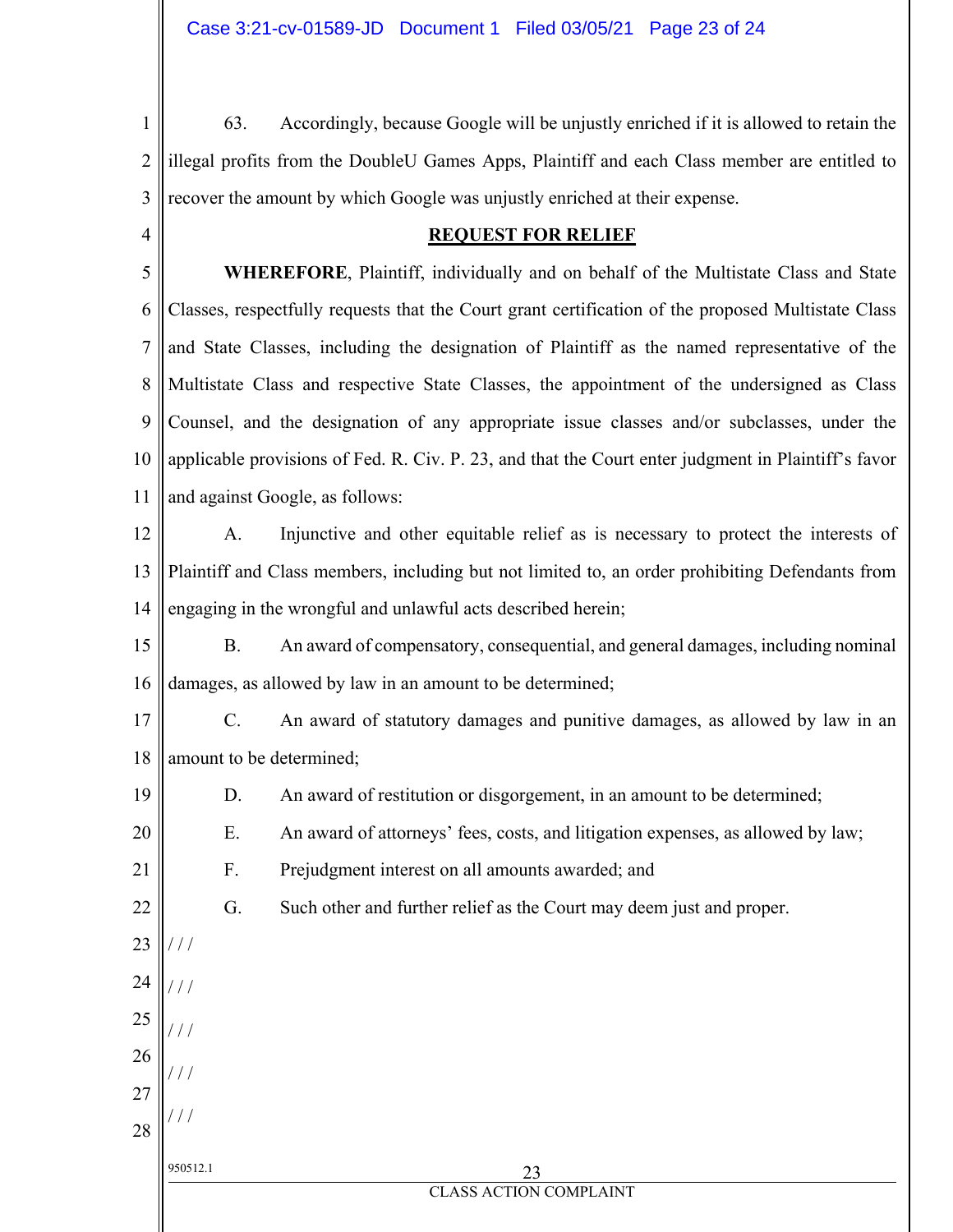63. Accordingly, because Google will be unjustly enriched if it is allowed to retain the illegal profits from the DoubleU Games Apps, Plaintiff and each Class member are entitled to recover the amount by which Google was unjustly enriched at their expense.

## REQUEST FOR RELIEF

**WHEREFORE**, Plaintiff, individually and on behalf of the Multistate Class and State Classes, respectfully requests that the Court grant certification of the proposed Multistate Class and State Classes, including the designation of Plaintiff as the named representative of the Multistate Class and respective State Classes, the appointment of the undersigned as Class Counsel, and the designation of any appropriate issue classes and/or subclasses, under the applicable provisions of Fed. R. Civ. P. 23, and that the Court enter judgment in Plaintiff's favor and against Google, as follows:

A. Injunctive and other equitable relief as is necessary to protect the interests of Plaintiff and Class members, including but not limited to, an order prohibiting Defendants from engaging in the wrongful and unlawful acts described herein;

B. An award of compensatory, consequential, and general damages, including nominal damages, as allowed by law in an amount to be determined;

C. An award of statutory damages and punitive damages, as allowed by law in an amount to be determined;

D. An award of restitution or disgorgement, in an amount to be determined;

E. An award of attorneys' fees, costs, and litigation expenses, as allowed by law;

F. Prejudgment interest on all amounts awarded; and

G. Such other and further relief as the Court may deem just and proper.

/ / /

/ / /

/ / /

/ / /

/ / /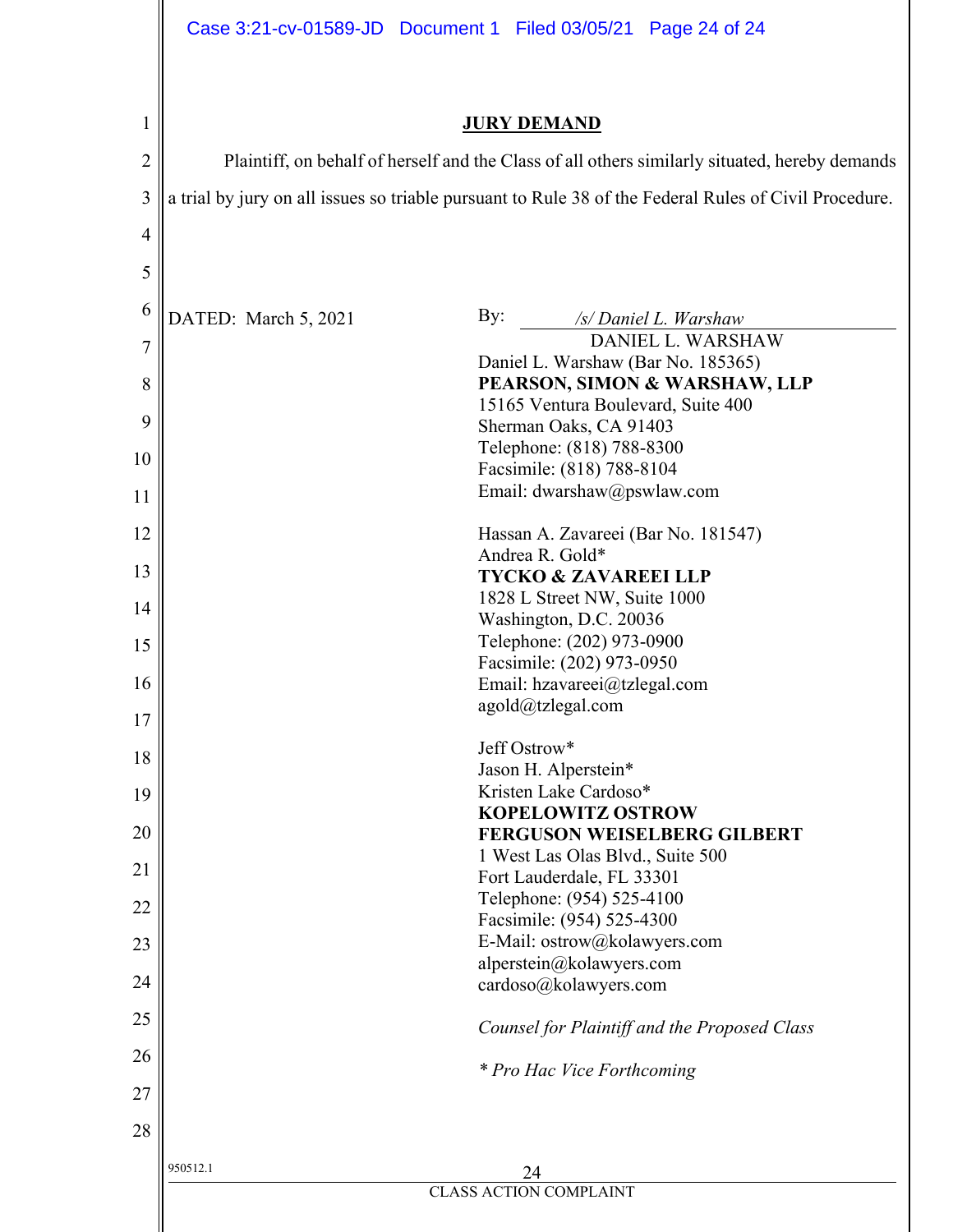## JURY DEMAND

Plaintiff, on behalf of herself and the Class of all others similarly situated, hereby demands a trial by jury on all issues so triable pursuant to Rule 38 of the Federal Rules of Civil Procedure.

DATED: March 5, 2021

By: */s/ Daniel L. Warshaw*
DANIEL L. WARSHAW

Daniel L. Warshaw (Bar No. 185365)
**PEARSON, SIMON & WARSHAW, LLP**
15165 Ventura Boulevard, Suite 400
Sherman Oaks, CA 91403
Telephone: (818) 788-8300
Facsimile: (818) 788-8104
Email: dwarshaw@pswlaw.com

Hassan A. Zavareei (Bar No. 181547)
Andrea R. Gold*
**TYCKO & ZAVAREEI LLP**
1828 L Street NW, Suite 1000
Washington, D.C. 20036
Telephone: (202) 973-0900
Facsimile: (202) 973-0950
Email: hzavareei@tzlegal.com
agold@tzlegal.com

Jeff Ostrow*
Jason H. Alperstein*
Kristen Lake Cardoso*
**KOPELOWITZ OSTROW FERGUSON WEISELBERG GILBERT**
1 West Las Olas Blvd., Suite 500
Fort Lauderdale, FL 33301
Telephone: (954) 525-4100
Facsimile: (954) 525-4300
E-Mail: ostrow@kolawyers.com
alperstein@kolawyers.com
cardoso@kolawyers.com

*Counsel for Plaintiff and the Proposed Class*

*\* Pro Hac Vice Forthcoming*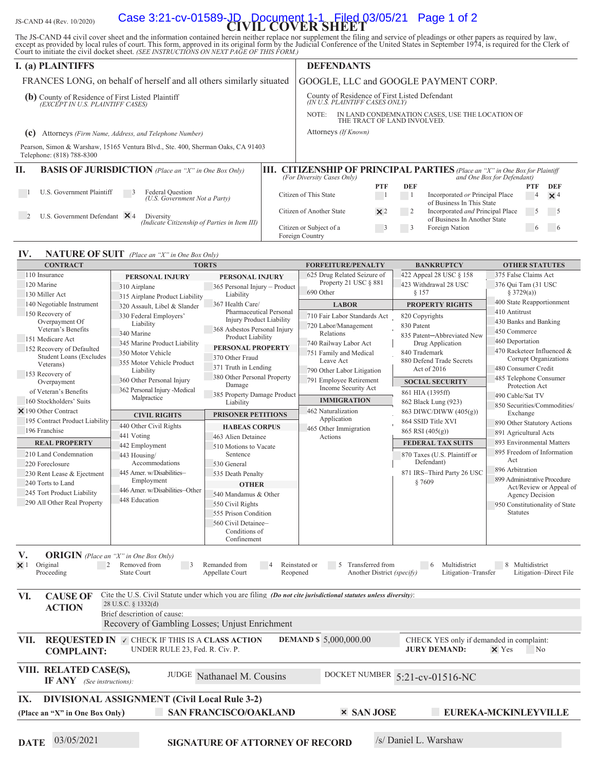JS-CAND 44 (Rev. 10/2020)

# CIVIL COVER SHEET

The JS-CAND 44 civil cover sheet and the information contained herein neither replace nor supplement the filing and service of pleadings or other papers as required by law, except as provided by local rules of court. This form, approved in its original form by the Judicial Conference of the United States in September 1974, is required for the Clerk of Court to initiate the civil docket sheet. *(SEE INSTRUCTIONS ON NEXT PAGE OF THIS FORM.)*

## I. (a) PLAINTIFFS

FRANCES LONG, on behalf of herself and all others similarly situated

**(b)** County of Residence of First Listed Plaintiff *(EXCEPT IN U.S. PLAINTIFF CASES)*

**(c)** Attorneys *(Firm Name, Address, and Telephone Number)*

Pearson, Simon & Warshaw, 15165 Ventura Blvd., Ste. 400, Sherman Oaks, CA 91403
Telephone: (818) 788-8300

## DEFENDANTS

GOOGLE, LLC and GOOGLE PAYMENT CORP.

County of Residence of First Listed Defendant *(IN U.S. PLAINTIFF CASES ONLY)*

NOTE: IN LAND CONDEMNATION CASES, USE THE LOCATION OF THE TRACT OF LAND INVOLVED.

Attorneys *(If Known)*

## II. BASIS OF JURISDICTION *(Place an "X" in One Box Only)*

- ☐ 1 U.S. Government Plaintiff
- ☐ 3 Federal Question *(U.S. Government Not a Party)*
- ☐ 2 U.S. Government Defendant
- ☒ 4 Diversity *(Indicate Citizenship of Parties in Item III)*

## III. CITIZENSHIP OF PRINCIPAL PARTIES *(Place an "X" in One Box for Plaintiff and One Box for Defendant)* *(For Diversity Cases Only)*

| | PTF | DEF | | PTF | DEF |
|---|---|---|---|---|---|
| Citizen of This State | ☐ 1 | ☐ 1 | Incorporated *or* Principal Place of Business In This State | ☐ 4 | ☒ 4 |
| Citizen of Another State | ☒ 2 | ☐ 2 | Incorporated *and* Principal Place of Business In Another State | ☐ 5 | ☐ 5 |
| Citizen or Subject of a Foreign Country | ☐ 3 | ☐ 3 | Foreign Nation | ☐ 6 | ☐ 6 |

## IV. NATURE OF SUIT *(Place an "X" in One Box Only)*

**CONTRACT**
- 110 Insurance
- 120 Marine
- 130 Miller Act
- 140 Negotiable Instrument
- 150 Recovery of Overpayment Of Veteran's Benefits
- 151 Medicare Act
- 152 Recovery of Defaulted Student Loans (Excludes Veterans)
- 153 Recovery of Overpayment of Veteran's Benefits
- 160 Stockholders' Suits
- ☒ 190 Other Contract
- 195 Contract Product Liability
- 196 Franchise

**REAL PROPERTY**
- 210 Land Condemnation
- 220 Foreclosure
- 230 Rent Lease & Ejectment
- 240 Torts to Land
- 245 Tort Product Liability
- 290 All Other Real Property

**TORTS — PERSONAL INJURY**
- 310 Airplane
- 315 Airplane Product Liability
- 320 Assault, Libel & Slander
- 330 Federal Employers' Liability
- 340 Marine
- 345 Marine Product Liability
- 350 Motor Vehicle
- 355 Motor Vehicle Product Liability
- 360 Other Personal Injury
- 362 Personal Injury -Medical Malpractice

**PERSONAL INJURY**
- 365 Personal Injury – Product Liability
- 367 Health Care/ Pharmaceutical Personal Injury Product Liability
- 368 Asbestos Personal Injury Product Liability

**PERSONAL PROPERTY**
- 370 Other Fraud
- 371 Truth in Lending
- 380 Other Personal Property Damage
- 385 Property Damage Product Liability

**CIVIL RIGHTS**
- 440 Other Civil Rights
- 441 Voting
- 442 Employment
- 443 Housing/ Accommodations
- 445 Amer. w/Disabilities–Employment
- 446 Amer. w/Disabilities–Other
- 448 Education

**PRISONER PETITIONS — HABEAS CORPUS**
- 463 Alien Detainee
- 510 Motions to Vacate Sentence
- 530 General
- 535 Death Penalty

**OTHER**
- 540 Mandamus & Other
- 550 Civil Rights
- 555 Prison Condition
- 560 Civil Detainee– Conditions of Confinement

**FORFEITURE/PENALTY**
- 625 Drug Related Seizure of Property 21 USC § 881
- 690 Other

**LABOR**
- 710 Fair Labor Standards Act
- 720 Labor/Management Relations
- 740 Railway Labor Act
- 751 Family and Medical Leave Act
- 790 Other Labor Litigation
- 791 Employee Retirement Income Security Act

**IMMIGRATION**
- 462 Naturalization Application
- 465 Other Immigration Actions

**BANKRUPTCY**
- 422 Appeal 28 USC § 158
- 423 Withdrawal 28 USC § 157

**PROPERTY RIGHTS**
- 820 Copyrights
- 830 Patent
- 835 Patent─Abbreviated New Drug Application
- 840 Trademark
- 880 Defend Trade Secrets Act of 2016

**SOCIAL SECURITY**
- 861 HIA (1395ff)
- 862 Black Lung (923)
- 863 DIWC/DIWW (405(g))
- 864 SSID Title XVI
- 865 RSI (405(g))

**FEDERAL TAX SUITS**
- 870 Taxes (U.S. Plaintiff or Defendant)
- 871 IRS–Third Party 26 USC § 7609

**OTHER STATUTES**
- 375 False Claims Act
- 376 Qui Tam (31 USC § 3729(a))
- 400 State Reapportionment
- 410 Antitrust
- 430 Banks and Banking
- 450 Commerce
- 460 Deportation
- 470 Racketeer Influenced & Corrupt Organizations
- 480 Consumer Credit
- 485 Telephone Consumer Protection Act
- 490 Cable/Sat TV
- 850 Securities/Commodities/ Exchange
- 890 Other Statutory Actions
- 891 Agricultural Acts
- 893 Environmental Matters
- 895 Freedom of Information Act
- 896 Arbitration
- 899 Administrative Procedure Act/Review or Appeal of Agency Decision
- 950 Constitutionality of State Statutes

## V. ORIGIN *(Place an "X" in One Box Only)*

- ☒ 1 Original Proceeding
- ☐ 2 Removed from State Court
- ☐ 3 Remanded from Appellate Court
- ☐ 4 Reinstated or Reopened
- ☐ 5 Transferred from Another District *(specify)*
- ☐ 6 Multidistrict Litigation–Transfer
- ☐ 8 Multidistrict Litigation–Direct File

## VI. CAUSE OF ACTION

Cite the U.S. Civil Statute under which you are filing ***(Do not cite jurisdictional statutes unless diversity)***:
28 U.S.C. § 1332(d)

Brief description of cause:
Recovery of Gambling Losses; Unjust Enrichment

## VII. REQUESTED IN COMPLAINT:

✓ CHECK IF THIS IS A **CLASS ACTION** UNDER RULE 23, Fed. R. Civ. P.

**DEMAND $** 5,000,000.00

CHECK YES only if demanded in complaint:
**JURY DEMAND:** ☒ Yes ☐ No

## VIII. RELATED CASE(S), IF ANY *(See instructions)*:

JUDGE Nathanael M. Cousins DOCKET NUMBER 5:21-cv-01516-NC

## IX. DIVISIONAL ASSIGNMENT (Civil Local Rule 3-2)

**(Place an "X" in One Box Only)**

- ☐ **SAN FRANCISCO/OAKLAND**
- ☒ **SAN JOSE**
- ☐ **EUREKA-MCKINLEYVILLE**

**DATE** 03/05/2021

**SIGNATURE OF ATTORNEY OF RECORD** /s/ Daniel L. Warshaw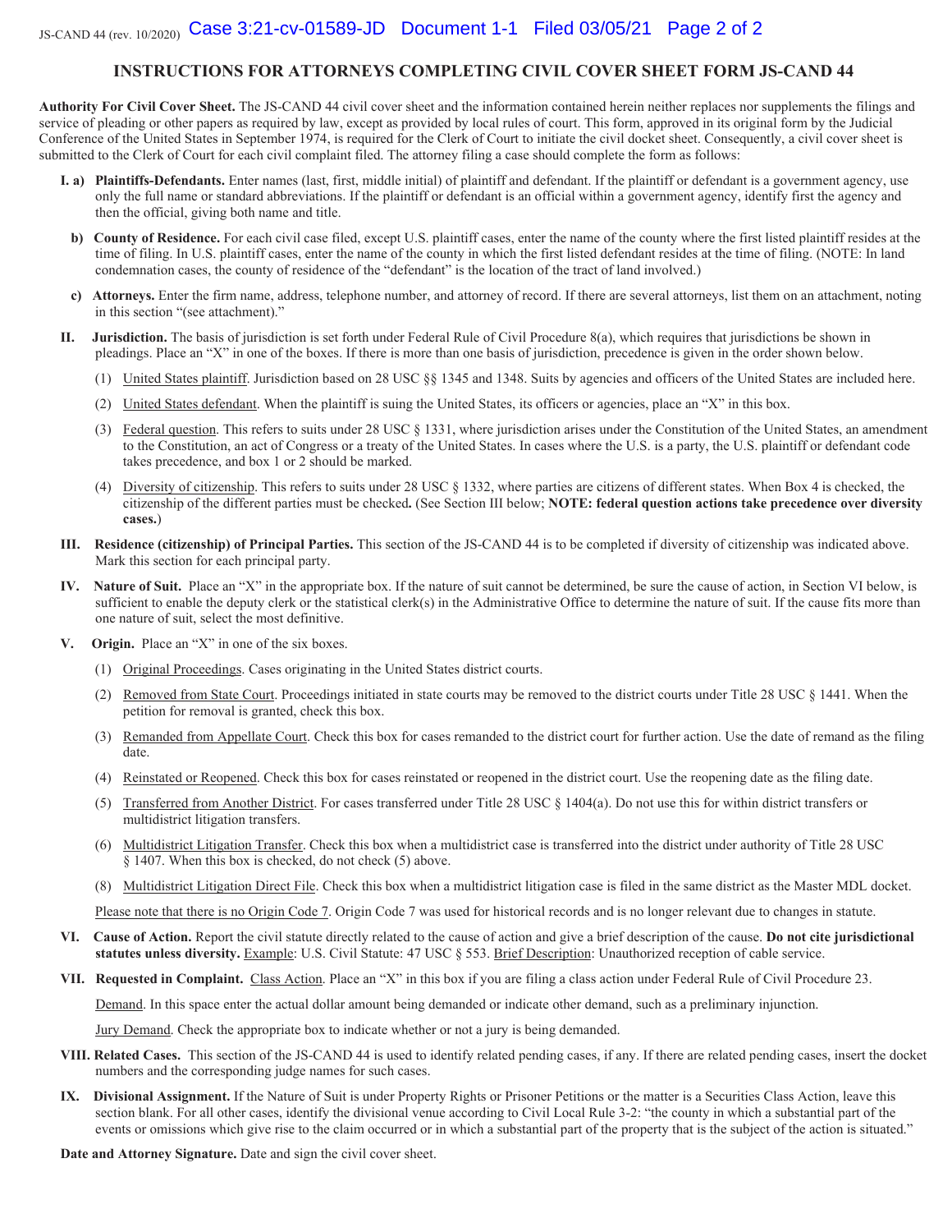# INSTRUCTIONS FOR ATTORNEYS COMPLETING CIVIL COVER SHEET FORM JS-CAND 44

**Authority For Civil Cover Sheet.** The JS-CAND 44 civil cover sheet and the information contained herein neither replaces nor supplements the filings and service of pleading or other papers as required by law, except as provided by local rules of court. This form, approved in its original form by the Judicial Conference of the United States in September 1974, is required for the Clerk of Court to initiate the civil docket sheet. Consequently, a civil cover sheet is submitted to the Clerk of Court for each civil complaint filed. The attorney filing a case should complete the form as follows:

**I. a) Plaintiffs-Defendants.** Enter names (last, first, middle initial) of plaintiff and defendant. If the plaintiff or defendant is a government agency, use only the full name or standard abbreviations. If the plaintiff or defendant is an official within a government agency, identify first the agency and then the official, giving both name and title.

**b) County of Residence.** For each civil case filed, except U.S. plaintiff cases, enter the name of the county where the first listed plaintiff resides at the time of filing. In U.S. plaintiff cases, enter the name of the county in which the first listed defendant resides at the time of filing. (NOTE: In land condemnation cases, the county of residence of the "defendant" is the location of the tract of land involved.)

**c) Attorneys.** Enter the firm name, address, telephone number, and attorney of record. If there are several attorneys, list them on an attachment, noting in this section "(see attachment)."

**II. Jurisdiction.** The basis of jurisdiction is set forth under Federal Rule of Civil Procedure 8(a), which requires that jurisdictions be shown in pleadings. Place an "X" in one of the boxes. If there is more than one basis of jurisdiction, precedence is given in the order shown below.

(1) United States plaintiff. Jurisdiction based on 28 USC §§ 1345 and 1348. Suits by agencies and officers of the United States are included here.

(2) United States defendant. When the plaintiff is suing the United States, its officers or agencies, place an "X" in this box.

(3) Federal question. This refers to suits under 28 USC § 1331, where jurisdiction arises under the Constitution of the United States, an amendment to the Constitution, an act of Congress or a treaty of the United States. In cases where the U.S. is a party, the U.S. plaintiff or defendant code takes precedence, and box 1 or 2 should be marked.

(4) Diversity of citizenship. This refers to suits under 28 USC § 1332, where parties are citizens of different states. When Box 4 is checked, the citizenship of the different parties must be checked**.** (See Section III below; **NOTE: federal question actions take precedence over diversity cases.**)

**III. Residence (citizenship) of Principal Parties.** This section of the JS-CAND 44 is to be completed if diversity of citizenship was indicated above. Mark this section for each principal party.

**IV. Nature of Suit.** Place an "X" in the appropriate box. If the nature of suit cannot be determined, be sure the cause of action, in Section VI below, is sufficient to enable the deputy clerk or the statistical clerk(s) in the Administrative Office to determine the nature of suit. If the cause fits more than one nature of suit, select the most definitive.

**V. Origin.** Place an "X" in one of the six boxes.

(1) Original Proceedings. Cases originating in the United States district courts.

(2) Removed from State Court. Proceedings initiated in state courts may be removed to the district courts under Title 28 USC § 1441. When the petition for removal is granted, check this box.

(3) Remanded from Appellate Court. Check this box for cases remanded to the district court for further action. Use the date of remand as the filing date.

(4) Reinstated or Reopened. Check this box for cases reinstated or reopened in the district court. Use the reopening date as the filing date.

(5) Transferred from Another District. For cases transferred under Title 28 USC § 1404(a). Do not use this for within district transfers or multidistrict litigation transfers.

(6) Multidistrict Litigation Transfer. Check this box when a multidistrict case is transferred into the district under authority of Title 28 USC § 1407. When this box is checked, do not check (5) above.

(8) Multidistrict Litigation Direct File. Check this box when a multidistrict litigation case is filed in the same district as the Master MDL docket.

Please note that there is no Origin Code 7. Origin Code 7 was used for historical records and is no longer relevant due to changes in statute.

**VI. Cause of Action.** Report the civil statute directly related to the cause of action and give a brief description of the cause. **Do not cite jurisdictional statutes unless diversity.** Example: U.S. Civil Statute: 47 USC § 553. Brief Description: Unauthorized reception of cable service.

**VII. Requested in Complaint.** Class Action. Place an "X" in this box if you are filing a class action under Federal Rule of Civil Procedure 23.

Demand. In this space enter the actual dollar amount being demanded or indicate other demand, such as a preliminary injunction.

Jury Demand. Check the appropriate box to indicate whether or not a jury is being demanded.

**VIII. Related Cases.** This section of the JS-CAND 44 is used to identify related pending cases, if any. If there are related pending cases, insert the docket numbers and the corresponding judge names for such cases.

**IX. Divisional Assignment.** If the Nature of Suit is under Property Rights or Prisoner Petitions or the matter is a Securities Class Action, leave this section blank. For all other cases, identify the divisional venue according to Civil Local Rule 3-2: "the county in which a substantial part of the events or omissions which give rise to the claim occurred or in which a substantial part of the property that is the subject of the action is situated."

**Date and Attorney Signature.** Date and sign the civil cover sheet.